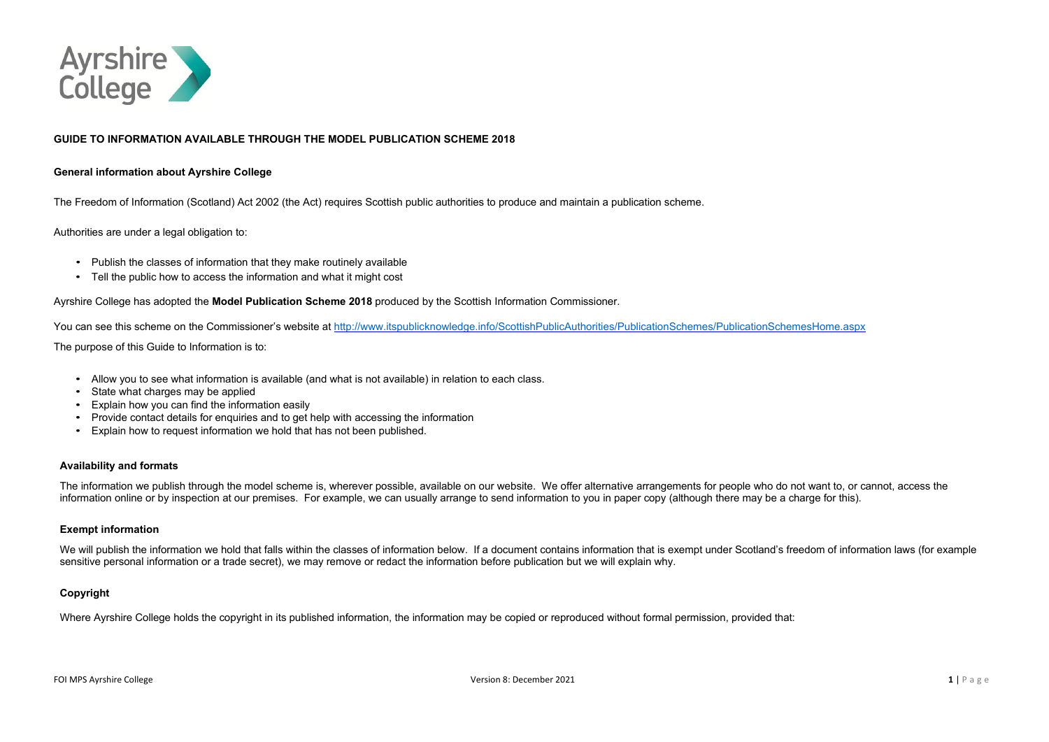# GUIDE TO INFORMATION AVAILABLE THROUGH THE MODEL PUBLICATION SCHEME 2018

## General information about Ayrshire College

The Freedom of Information (Scotland) Act 2002 (the Act) requires Scottish public authorities to produce and maintain a publication scheme.

Authorities are under a legal obligation to:

- Publish the classes of information that they make routinely available
- Tell the public how to access the information and what it might cost

Ayrshire College has adopted the **Model Publication Scheme 2018** produced by the Scottish Information Commissioner.

You can see this scheme on the Commissioner's website at http://www.itspublicknowledge.info/ScottishPublicAuthorities/PublicationSchemes/PublicationSchemesHome.aspx

The purpose of this Guide to Information is to:

- Allow you to see what information is available (and what is not available) in relation to each class.
- State what charges may be applied
- Explain how you can find the information easily
- Provide contact details for enquiries and to get help with accessing the information
- Explain how to request information we hold that has not been published.

### Availability and formats

The information we publish through the model scheme is, wherever possible, available on our website. We offer alternative arrangements for people who do not want to, or cannot, access the information online or by inspection at our premises. For example, we can usually arrange to send information to you in paper copy (although there may be a charge for this).

### Exempt information

We will publish the information we hold that falls within the classes of information below. If a document contains information that is exempt under Scotland's freedom of information laws (for example sensitive personal information or a trade secret), we may remove or redact the information before publication but we will explain why.

### Copyright

Where Ayrshire College holds the copyright in its published information, the information may be copied or reproduced without formal permission, provided that: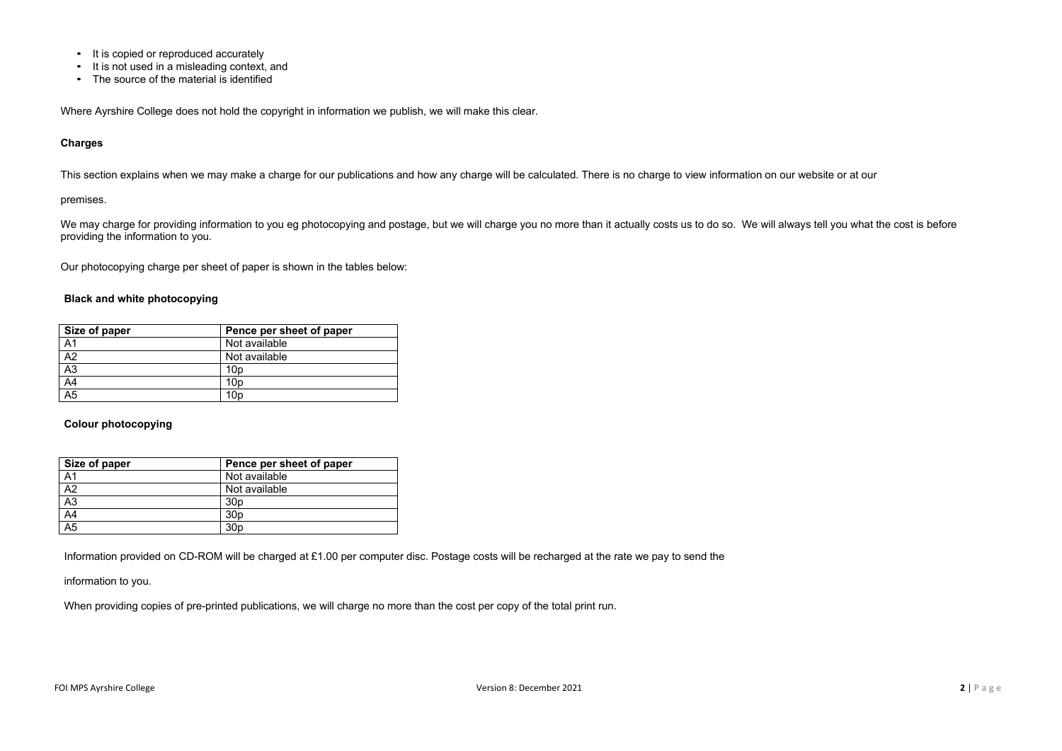- It is copied or reproduced accurately
- It is not used in a misleading context, and
- The source of the material is identified

Where Ayrshire College does not hold the copyright in information we publish, we will make this clear.

**Charges**

This section explains when we may make a charge for our publications and how any charge will be calculated. There is no charge to view information on our website or at our premises.

We may charge for providing information to you eg photocopying and postage, but we will charge you no more than it actually costs us to do so. We will always tell you what the cost is before providing the information to you.

Our photocopying charge per sheet of paper is shown in the tables below:

**Black and white photocopying**

| Size of paper | Pence per sheet of paper |
|---|---|
| A1 | Not available |
| A2 | Not available |
| A3 | 10p |
| A4 | 10p |
| A5 | 10p |

**Colour photocopying**

| Size of paper | Pence per sheet of paper |
|---|---|
| A1 | Not available |
| A2 | Not available |
| A3 | 30p |
| A4 | 30p |
| A5 | 30p |

Information provided on CD-ROM will be charged at £1.00 per computer disc. Postage costs will be recharged at the rate we pay to send the information to you.

When providing copies of pre-printed publications, we will charge no more than the cost per copy of the total print run.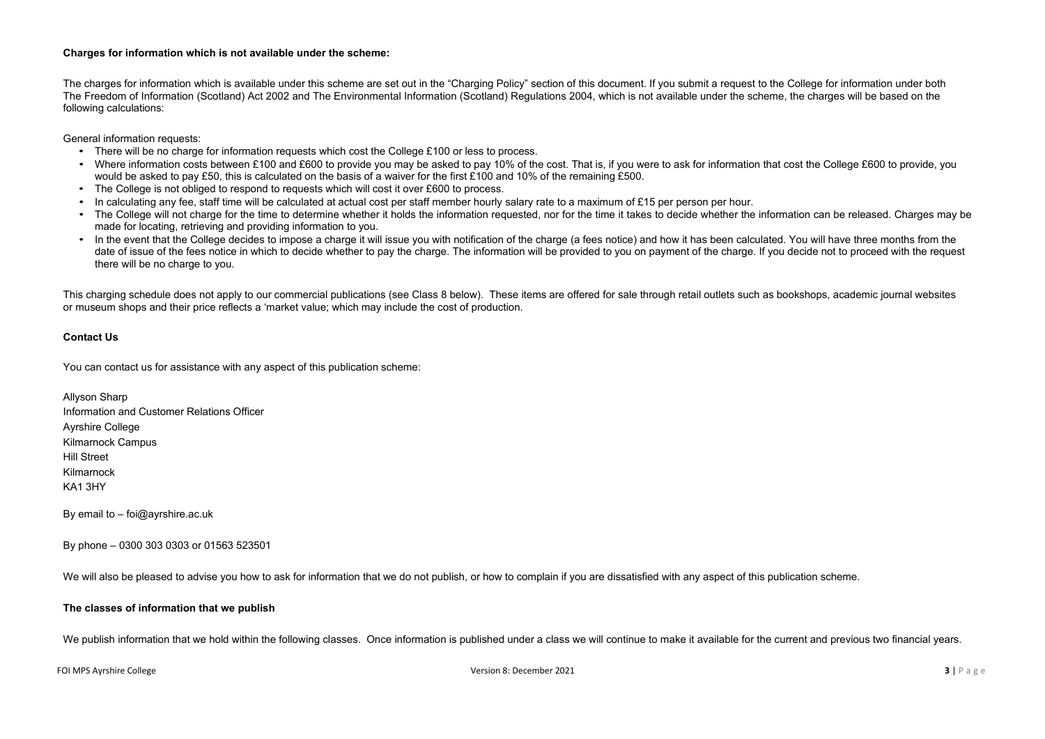**Charges for information which is not available under the scheme:**

The charges for information which is available under this scheme are set out in the "Charging Policy" section of this document. If you submit a request to the College for information under both The Freedom of Information (Scotland) Act 2002 and The Environmental Information (Scotland) Regulations 2004, which is not available under the scheme, the charges will be based on the following calculations:

General information requests:

- There will be no charge for information requests which cost the College £100 or less to process.
- Where information costs between £100 and £600 to provide you may be asked to pay 10% of the cost. That is, if you were to ask for information that cost the College £600 to provide, you would be asked to pay £50, this is calculated on the basis of a waiver for the first £100 and 10% of the remaining £500.
- The College is not obliged to respond to requests which will cost it over £600 to process.
- In calculating any fee, staff time will be calculated at actual cost per staff member hourly salary rate to a maximum of £15 per person per hour.
- The College will not charge for the time to determine whether it holds the information requested, nor for the time it takes to decide whether the information can be released. Charges may be made for locating, retrieving and providing information to you.
- In the event that the College decides to impose a charge it will issue you with notification of the charge (a fees notice) and how it has been calculated. You will have three months from the date of issue of the fees notice in which to decide whether to pay the charge. The information will be provided to you on payment of the charge. If you decide not to proceed with the request there will be no charge to you.

This charging schedule does not apply to our commercial publications (see Class 8 below). These items are offered for sale through retail outlets such as bookshops, academic journal websites or museum shops and their price reflects a 'market value; which may include the cost of production.

**Contact Us**

You can contact us for assistance with any aspect of this publication scheme:

Allyson Sharp
Information and Customer Relations Officer
Ayrshire College
Kilmarnock Campus
Hill Street
Kilmarnock
KA1 3HY

By email to – foi@ayrshire.ac.uk

By phone – 0300 303 0303 or 01563 523501

We will also be pleased to advise you how to ask for information that we do not publish, or how to complain if you are dissatisfied with any aspect of this publication scheme.

**The classes of information that we publish**

We publish information that we hold within the following classes. Once information is published under a class we will continue to make it available for the current and previous two financial years.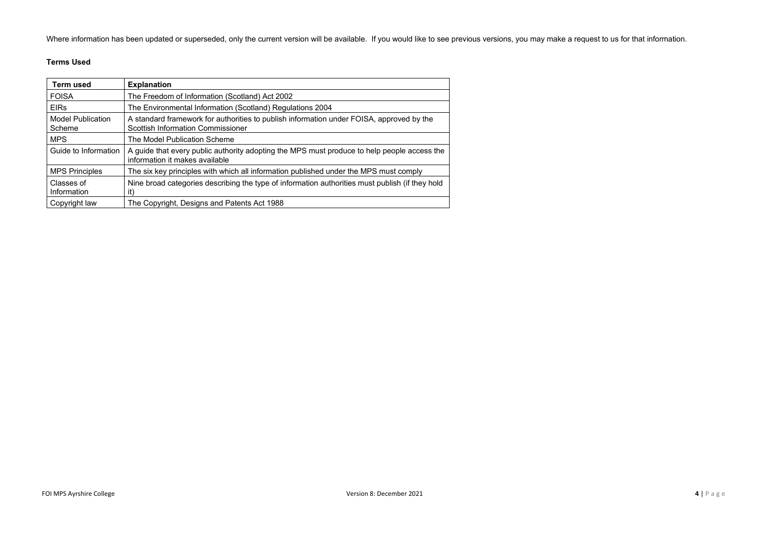Where information has been updated or superseded, only the current version will be available. If you would like to see previous versions, you may make a request to us for that information.

**Terms Used**

| Term used | Explanation |
| --- | --- |
| FOISA | The Freedom of Information (Scotland) Act 2002 |
| EIRs | The Environmental Information (Scotland) Regulations 2004 |
| Model Publication Scheme | A standard framework for authorities to publish information under FOISA, approved by the Scottish Information Commissioner |
| MPS | The Model Publication Scheme |
| Guide to Information | A guide that every public authority adopting the MPS must produce to help people access the information it makes available |
| MPS Principles | The six key principles with which all information published under the MPS must comply |
| Classes of Information | Nine broad categories describing the type of information authorities must publish (if they hold it) |
| Copyright law | The Copyright, Designs and Patents Act 1988 |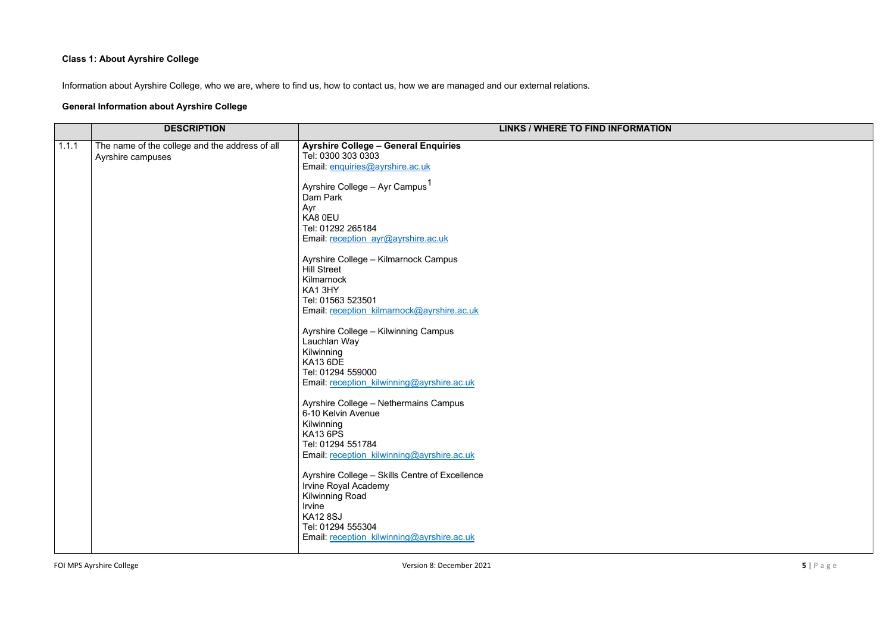**Class 1: About Ayrshire College**

Information about Ayrshire College, who we are, where to find us, how to contact us, how we are managed and our external relations.

**General Information about Ayrshire College**

| | DESCRIPTION | LINKS / WHERE TO FIND INFORMATION |
|---|---|---|
| 1.1.1 | The name of the college and the address of all Ayrshire campuses | **Ayrshire College – General Enquiries**<br>Tel: 0300 303 0303<br>Email: enquiries@ayrshire.ac.uk<br><br>Ayrshire College – Ayr Campus[1]<br>Dam Park<br>Ayr<br>KA8 0EU<br>Tel: 01292 265184<br>Email: reception_ayr@ayrshire.ac.uk<br><br>Ayrshire College – Kilmarnock Campus<br>Hill Street<br>Kilmarnock<br>KA1 3HY<br>Tel: 01563 523501<br>Email: reception_kilmarnock@ayrshire.ac.uk<br><br>Ayrshire College – Kilwinning Campus<br>Lauchlan Way<br>Kilwinning<br>KA13 6DE<br>Tel: 01294 559000<br>Email: reception_kilwinning@ayrshire.ac.uk<br><br>Ayrshire College – Nethermains Campus<br>6-10 Kelvin Avenue<br>Kilwinning<br>KA13 6PS<br>Tel: 01294 551784<br>Email: reception_kilwinning@ayrshire.ac.uk<br><br>Ayrshire College – Skills Centre of Excellence<br>Irvine Royal Academy<br>Kilwinning Road<br>Irvine<br>KA12 8SJ<br>Tel: 01294 555304<br>Email: reception_kilwinning@ayrshire.ac.uk |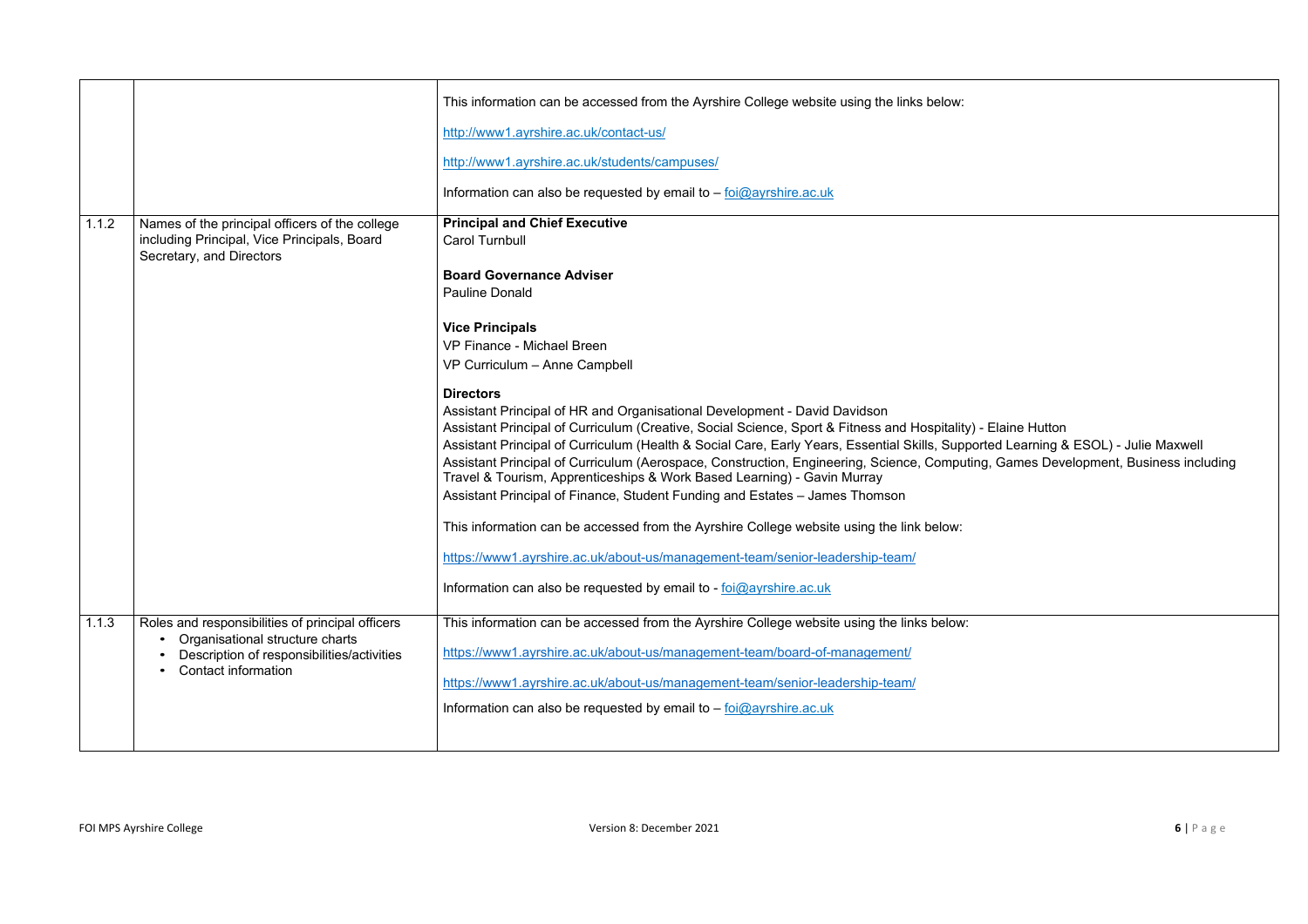| | | |
|---|---|---|
| | | This information can be accessed from the Ayrshire College website using the links below:<br><br>http://www1.ayrshire.ac.uk/contact-us/<br><br>http://www1.ayrshire.ac.uk/students/campuses/<br><br>Information can also be requested by email to – foi@ayrshire.ac.uk |
| 1.1.2 | Names of the principal officers of the college including Principal, Vice Principals, Board Secretary, and Directors | **Principal and Chief Executive**<br>Carol Turnbull<br><br>**Board Governance Adviser**<br>Pauline Donald<br><br>**Vice Principals**<br>VP Finance - Michael Breen<br>VP Curriculum – Anne Campbell<br><br>**Directors**<br>Assistant Principal of HR and Organisational Development - David Davidson<br>Assistant Principal of Curriculum (Creative, Social Science, Sport & Fitness and Hospitality) - Elaine Hutton<br>Assistant Principal of Curriculum (Health & Social Care, Early Years, Essential Skills, Supported Learning & ESOL) - Julie Maxwell<br>Assistant Principal of Curriculum (Aerospace, Construction, Engineering, Science, Computing, Games Development, Business including Travel & Tourism, Apprenticeships & Work Based Learning) - Gavin Murray<br>Assistant Principal of Finance, Student Funding and Estates – James Thomson<br><br>This information can be accessed from the Ayrshire College website using the link below:<br><br>https://www1.ayrshire.ac.uk/about-us/management-team/senior-leadership-team/<br><br>Information can also be requested by email to - foi@ayrshire.ac.uk |
| 1.1.3 | Roles and responsibilities of principal officers<br>• Organisational structure charts<br>• Description of responsibilities/activities<br>• Contact information | This information can be accessed from the Ayrshire College website using the links below:<br><br>https://www1.ayrshire.ac.uk/about-us/management-team/board-of-management/<br><br>https://www1.ayrshire.ac.uk/about-us/management-team/senior-leadership-team/<br><br>Information can also be requested by email to – foi@ayrshire.ac.uk |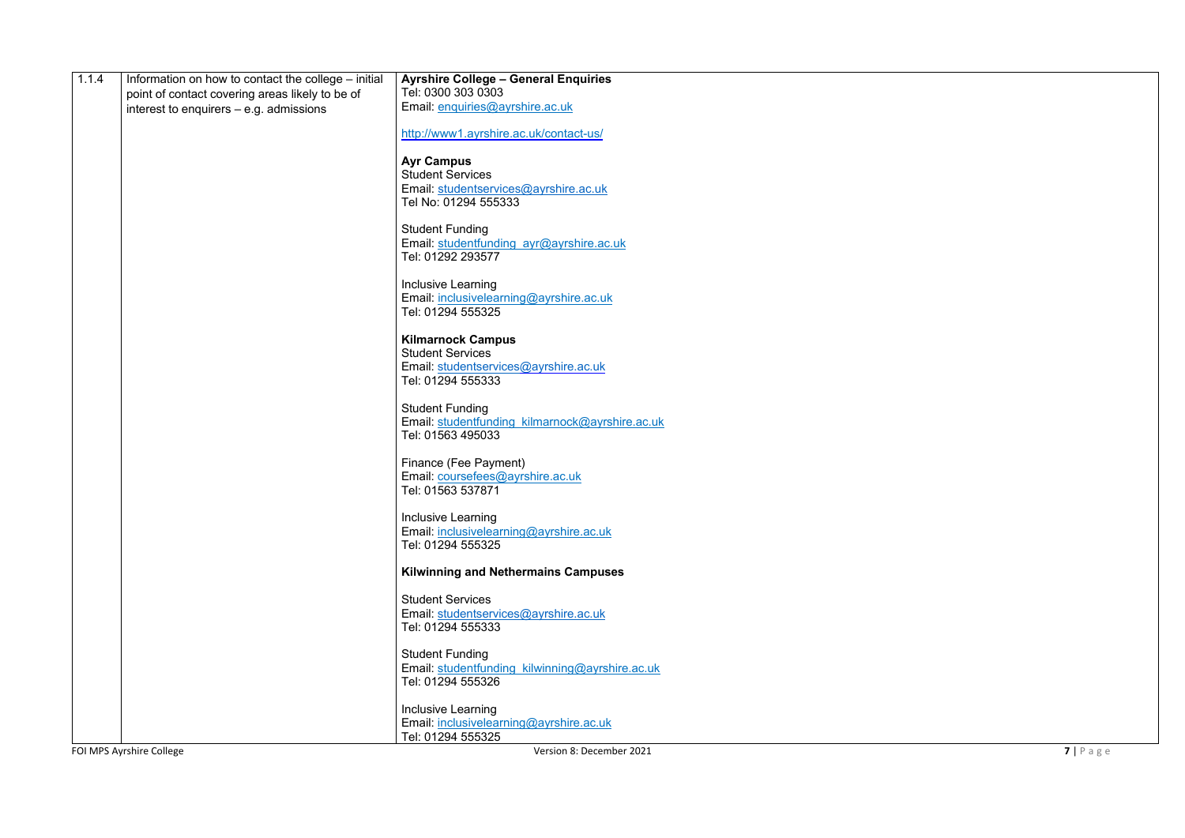| | | |
|---|---|---|
| 1.1.4 | Information on how to contact the college – initial point of contact covering areas likely to be of interest to enquirers – e.g. admissions | **Ayrshire College – General Enquiries**<br>Tel: 0300 303 0303<br>Email: enquiries@ayrshire.ac.uk<br><br>http://www1.ayrshire.ac.uk/contact-us/<br><br>**Ayr Campus**<br>Student Services<br>Email: studentservices@ayrshire.ac.uk<br>Tel No: 01294 555333<br><br>Student Funding<br>Email: studentfunding_ayr@ayrshire.ac.uk<br>Tel: 01292 293577<br><br>Inclusive Learning<br>Email: inclusivelearning@ayrshire.ac.uk<br>Tel: 01294 555325<br><br>**Kilmarnock Campus**<br>Student Services<br>Email: studentservices@ayrshire.ac.uk<br>Tel: 01294 555333<br><br>Student Funding<br>Email: studentfunding_kilmarnock@ayrshire.ac.uk<br>Tel: 01563 495033<br><br>Finance (Fee Payment)<br>Email: coursefees@ayrshire.ac.uk<br>Tel: 01563 537871<br><br>Inclusive Learning<br>Email: inclusivelearning@ayrshire.ac.uk<br>Tel: 01294 555325<br><br>**Kilwinning and Nethermains Campuses**<br><br>Student Services<br>Email: studentservices@ayrshire.ac.uk<br>Tel: 01294 555333<br><br>Student Funding<br>Email: studentfunding_kilwinning@ayrshire.ac.uk<br>Tel: 01294 555326<br><br>Inclusive Learning<br>Email: inclusivelearning@ayrshire.ac.uk<br>Tel: 01294 555325 |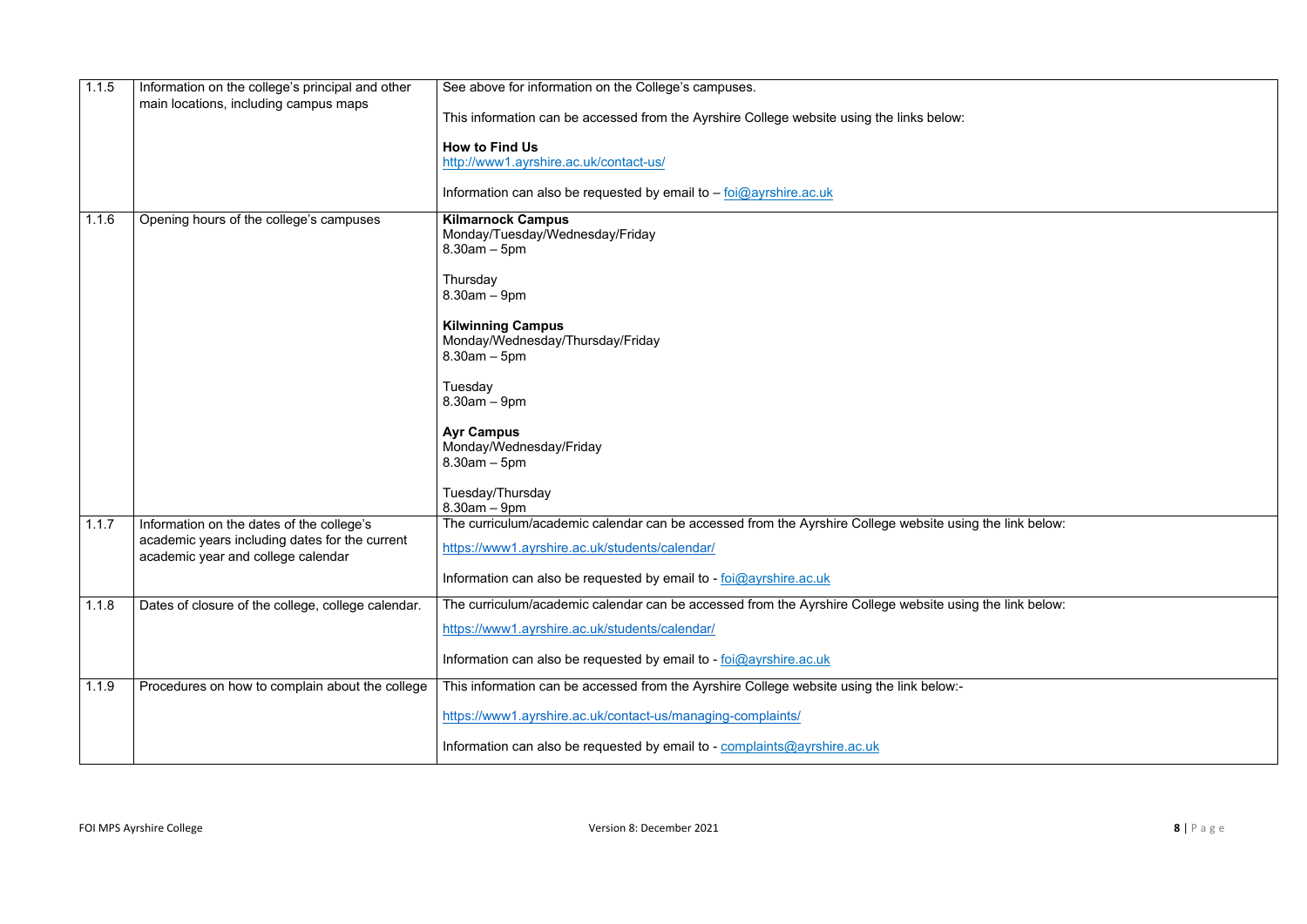| 1.1.5 | Information on the college's principal and other main locations, including campus maps | See above for information on the College's campuses.<br><br>This information can be accessed from the Ayrshire College website using the links below:<br><br>**How to Find Us**<br>http://www1.ayrshire.ac.uk/contact-us/<br><br>Information can also be requested by email to – foi@ayrshire.ac.uk |
|---|---|---|
| 1.1.6 | Opening hours of the college's campuses | **Kilmarnock Campus**<br>Monday/Tuesday/Wednesday/Friday<br>8.30am – 5pm<br><br>Thursday<br>8.30am – 9pm<br><br>**Kilwinning Campus**<br>Monday/Wednesday/Thursday/Friday<br>8.30am – 5pm<br><br>Tuesday<br>8.30am – 9pm<br><br>**Ayr Campus**<br>Monday/Wednesday/Friday<br>8.30am – 5pm<br><br>Tuesday/Thursday<br>8.30am – 9pm |
| 1.1.7 | Information on the dates of the college's academic years including dates for the current academic year and college calendar | The curriculum/academic calendar can be accessed from the Ayrshire College website using the link below:<br><br>https://www1.ayrshire.ac.uk/students/calendar/<br><br>Information can also be requested by email to - foi@ayrshire.ac.uk |
| 1.1.8 | Dates of closure of the college, college calendar. | The curriculum/academic calendar can be accessed from the Ayrshire College website using the link below:<br><br>https://www1.ayrshire.ac.uk/students/calendar/<br><br>Information can also be requested by email to - foi@ayrshire.ac.uk |
| 1.1.9 | Procedures on how to complain about the college | This information can be accessed from the Ayrshire College website using the link below:-<br><br>https://www1.ayrshire.ac.uk/contact-us/managing-complaints/<br><br>Information can also be requested by email to - complaints@ayrshire.ac.uk |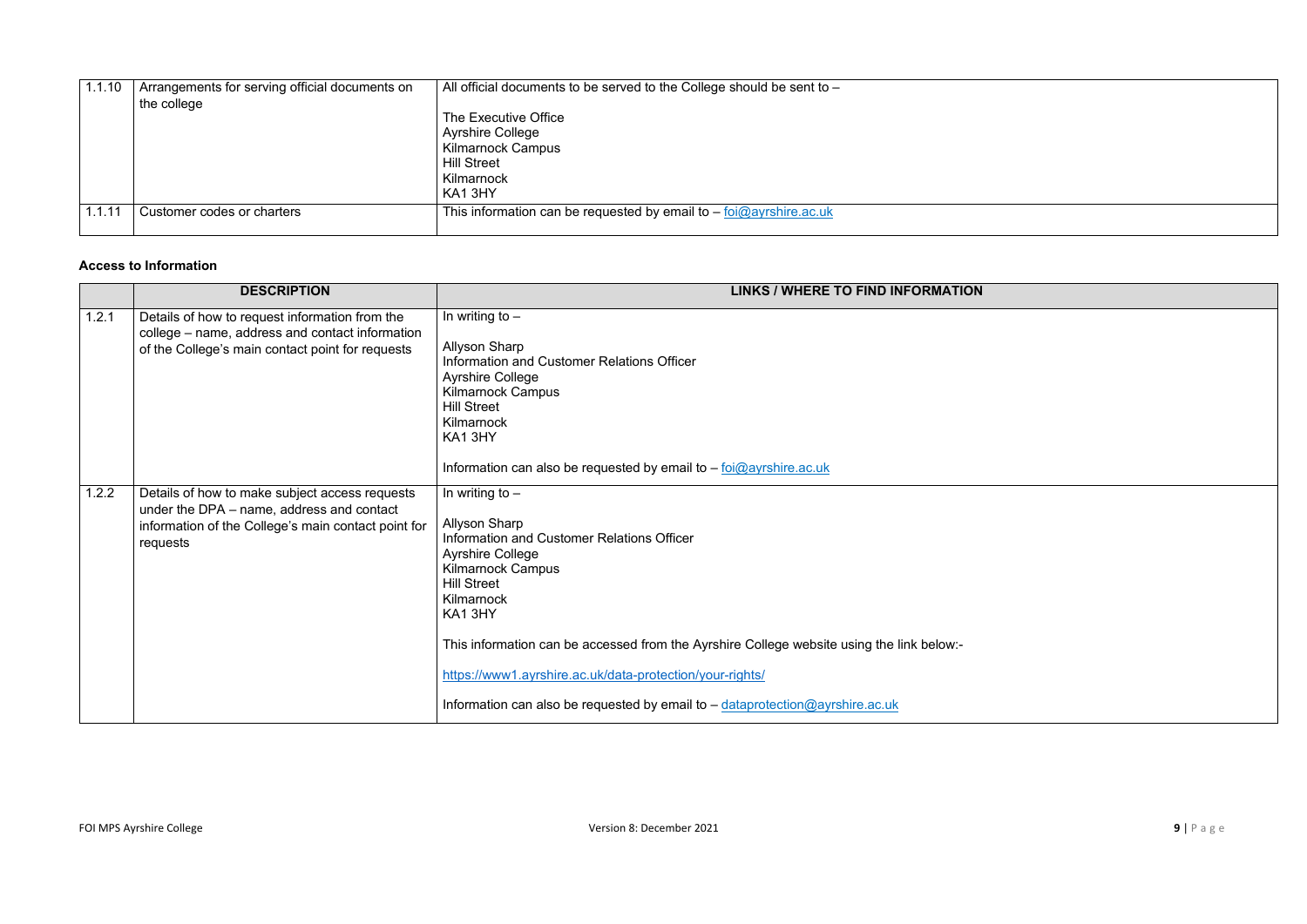| 1.1.10 | Arrangements for serving official documents on the college | All official documents to be served to the College should be sent to –<br><br>The Executive Office<br>Ayrshire College<br>Kilmarnock Campus<br>Hill Street<br>Kilmarnock<br>KA1 3HY |
|---|---|---|
| 1.1.11 | Customer codes or charters | This information can be requested by email to – foi@ayrshire.ac.uk |

**Access to Information**

| | DESCRIPTION | LINKS / WHERE TO FIND INFORMATION |
|---|---|---|
| 1.2.1 | Details of how to request information from the college – name, address and contact information of the College's main contact point for requests | In writing to –<br><br>Allyson Sharp<br>Information and Customer Relations Officer<br>Ayrshire College<br>Kilmarnock Campus<br>Hill Street<br>Kilmarnock<br>KA1 3HY<br><br>Information can also be requested by email to – foi@ayrshire.ac.uk |
| 1.2.2 | Details of how to make subject access requests under the DPA – name, address and contact information of the College's main contact point for requests | In writing to –<br><br>Allyson Sharp<br>Information and Customer Relations Officer<br>Ayrshire College<br>Kilmarnock Campus<br>Hill Street<br>Kilmarnock<br>KA1 3HY<br><br>This information can be accessed from the Ayrshire College website using the link below:-<br><br>https://www1.ayrshire.ac.uk/data-protection/your-rights/<br><br>Information can also be requested by email to – dataprotection@ayrshire.ac.uk |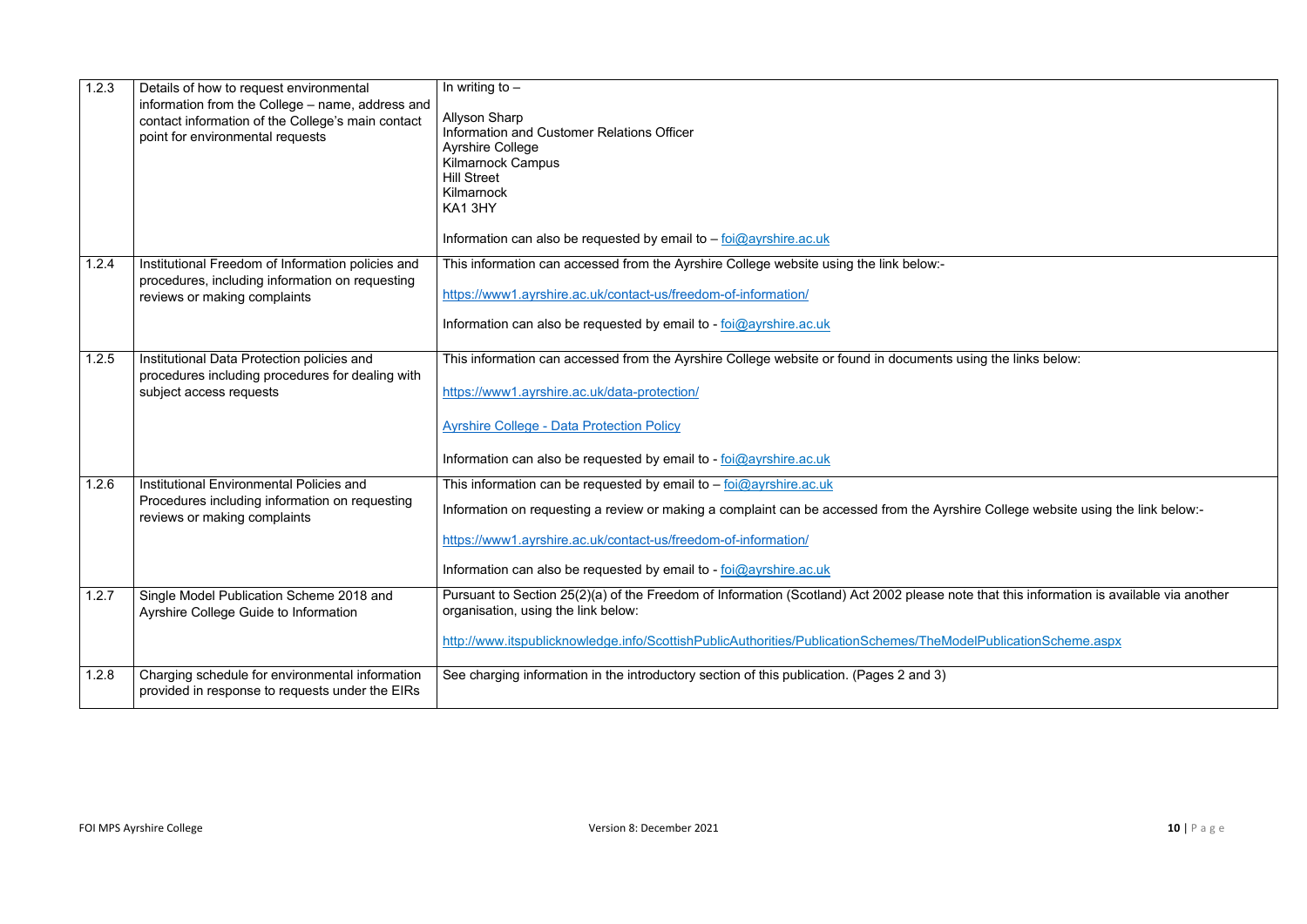| | | |
|---|---|---|
| 1.2.3 | Details of how to request environmental information from the College – name, address and contact information of the College's main contact point for environmental requests | In writing to –<br><br>Allyson Sharp<br>Information and Customer Relations Officer<br>Ayrshire College<br>Kilmarnock Campus<br>Hill Street<br>Kilmarnock<br>KA1 3HY<br><br>Information can also be requested by email to – foi@ayrshire.ac.uk |
| 1.2.4 | Institutional Freedom of Information policies and procedures, including information on requesting reviews or making complaints | This information can accessed from the Ayrshire College website using the link below:-<br><br>https://www1.ayrshire.ac.uk/contact-us/freedom-of-information/<br><br>Information can also be requested by email to - foi@ayrshire.ac.uk |
| 1.2.5 | Institutional Data Protection policies and procedures including procedures for dealing with subject access requests | This information can accessed from the Ayrshire College website or found in documents using the links below:<br><br>https://www1.ayrshire.ac.uk/data-protection/<br><br>Ayrshire College - Data Protection Policy<br><br>Information can also be requested by email to - foi@ayrshire.ac.uk |
| 1.2.6 | Institutional Environmental Policies and Procedures including information on requesting reviews or making complaints | This information can be requested by email to – foi@ayrshire.ac.uk<br><br>Information on requesting a review or making a complaint can be accessed from the Ayrshire College website using the link below:-<br><br>https://www1.ayrshire.ac.uk/contact-us/freedom-of-information/<br><br>Information can also be requested by email to - foi@ayrshire.ac.uk |
| 1.2.7 | Single Model Publication Scheme 2018 and Ayrshire College Guide to Information | Pursuant to Section 25(2)(a) of the Freedom of Information (Scotland) Act 2002 please note that this information is available via another organisation, using the link below:<br><br>http://www.itspublicknowledge.info/ScottishPublicAuthorities/PublicationSchemes/TheModelPublicationScheme.aspx |
| 1.2.8 | Charging schedule for environmental information provided in response to requests under the EIRs | See charging information in the introductory section of this publication. (Pages 2 and 3) |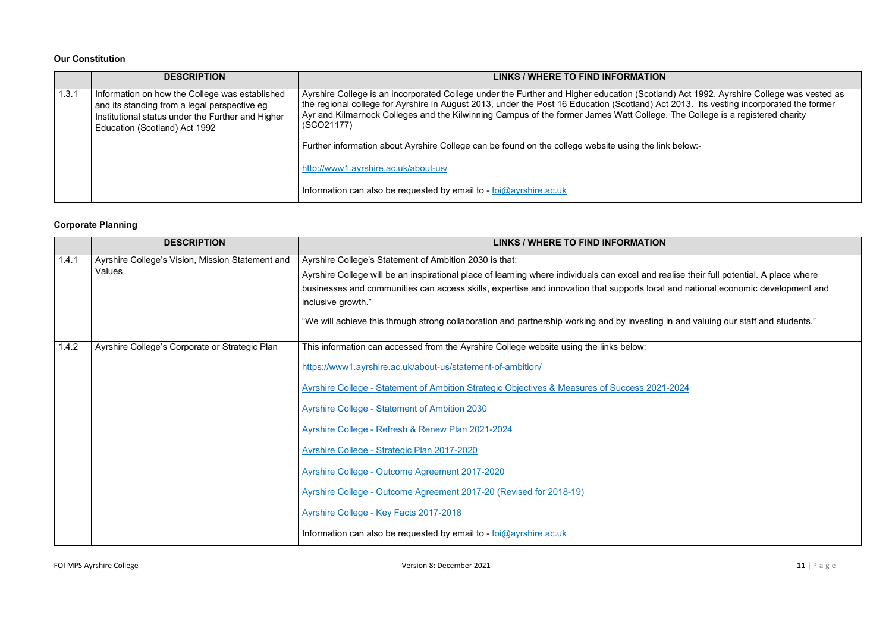**Our Constitution**

| | DESCRIPTION | LINKS / WHERE TO FIND INFORMATION |
|---|---|---|
| 1.3.1 | Information on how the College was established and its standing from a legal perspective eg Institutional status under the Further and Higher Education (Scotland) Act 1992 | Ayrshire College is an incorporated College under the Further and Higher education (Scotland) Act 1992. Ayrshire College was vested as the regional college for Ayrshire in August 2013, under the Post 16 Education (Scotland) Act 2013. Its vesting incorporated the former Ayr and Kilmarnock Colleges and the Kilwinning Campus of the former James Watt College. The College is a registered charity (SCO21177)<br><br>Further information about Ayrshire College can be found on the college website using the link below:-<br><br>http://www1.ayrshire.ac.uk/about-us/<br><br>Information can also be requested by email to - foi@ayrshire.ac.uk |

**Corporate Planning**

| | DESCRIPTION | LINKS / WHERE TO FIND INFORMATION |
|---|---|---|
| 1.4.1 | Ayrshire College's Vision, Mission Statement and Values | Ayrshire College's Statement of Ambition 2030 is that:<br>Ayrshire College will be an inspirational place of learning where individuals can excel and realise their full potential. A place where businesses and communities can access skills, expertise and innovation that supports local and national economic development and inclusive growth."<br><br>"We will achieve this through strong collaboration and partnership working and by investing in and valuing our staff and students." |
| 1.4.2 | Ayrshire College's Corporate or Strategic Plan | This information can accessed from the Ayrshire College website using the links below:<br><br>https://www1.ayrshire.ac.uk/about-us/statement-of-ambition/<br><br>Ayrshire College - Statement of Ambition Strategic Objectives & Measures of Success 2021-2024<br><br>Ayrshire College - Statement of Ambition 2030<br><br>Ayrshire College - Refresh & Renew Plan 2021-2024<br><br>Ayrshire College - Strategic Plan 2017-2020<br><br>Ayrshire College - Outcome Agreement 2017-2020<br><br>Ayrshire College - Outcome Agreement 2017-20 (Revised for 2018-19)<br><br>Ayrshire College - Key Facts 2017-2018<br><br>Information can also be requested by email to - foi@ayrshire.ac.uk |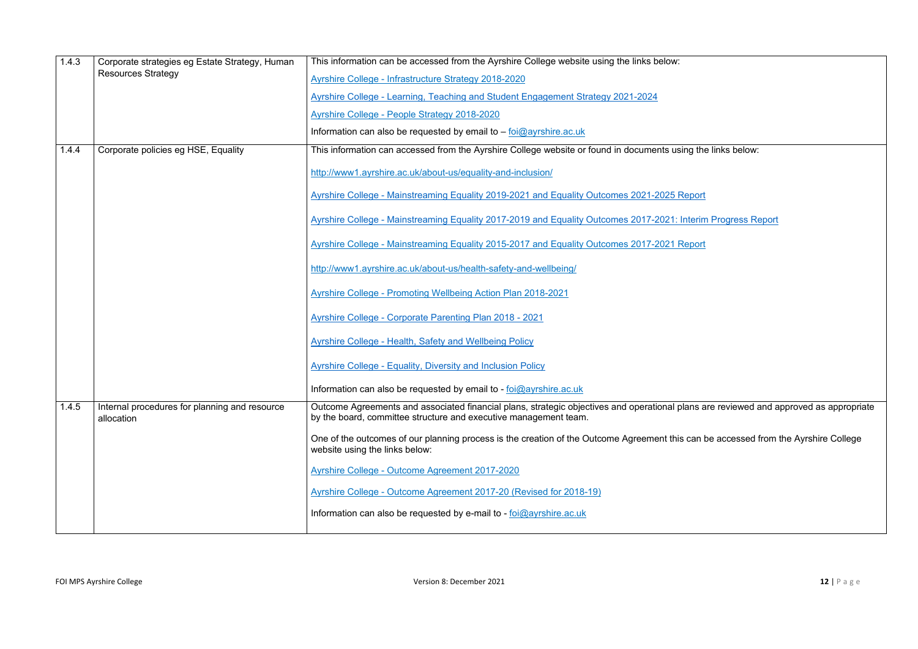| | | |
|---|---|---|
| 1.4.3 | Corporate strategies eg Estate Strategy, Human Resources Strategy | This information can be accessed from the Ayrshire College website using the links below:<br><br>Ayrshire College - Infrastructure Strategy 2018-2020<br><br>Ayrshire College - Learning, Teaching and Student Engagement Strategy 2021-2024<br><br>Ayrshire College - People Strategy 2018-2020<br><br>Information can also be requested by email to – foi@ayrshire.ac.uk |
| 1.4.4 | Corporate policies eg HSE, Equality | This information can accessed from the Ayrshire College website or found in documents using the links below:<br><br>http://www1.ayrshire.ac.uk/about-us/equality-and-inclusion/<br><br>Ayrshire College - Mainstreaming Equality 2019-2021 and Equality Outcomes 2021-2025 Report<br><br>Ayrshire College - Mainstreaming Equality 2017-2019 and Equality Outcomes 2017-2021: Interim Progress Report<br><br>Ayrshire College - Mainstreaming Equality 2015-2017 and Equality Outcomes 2017-2021 Report<br><br>http://www1.ayrshire.ac.uk/about-us/health-safety-and-wellbeing/<br><br>Ayrshire College - Promoting Wellbeing Action Plan 2018-2021<br><br>Ayrshire College - Corporate Parenting Plan 2018 - 2021<br><br>Ayrshire College - Health, Safety and Wellbeing Policy<br><br>Ayrshire College - Equality, Diversity and Inclusion Policy<br><br>Information can also be requested by email to - foi@ayrshire.ac.uk |
| 1.4.5 | Internal procedures for planning and resource allocation | Outcome Agreements and associated financial plans, strategic objectives and operational plans are reviewed and approved as appropriate by the board, committee structure and executive management team.<br><br>One of the outcomes of our planning process is the creation of the Outcome Agreement this can be accessed from the Ayrshire College website using the links below:<br><br>Ayrshire College - Outcome Agreement 2017-2020<br><br>Ayrshire College - Outcome Agreement 2017-20 (Revised for 2018-19)<br><br>Information can also be requested by e-mail to - foi@ayrshire.ac.uk |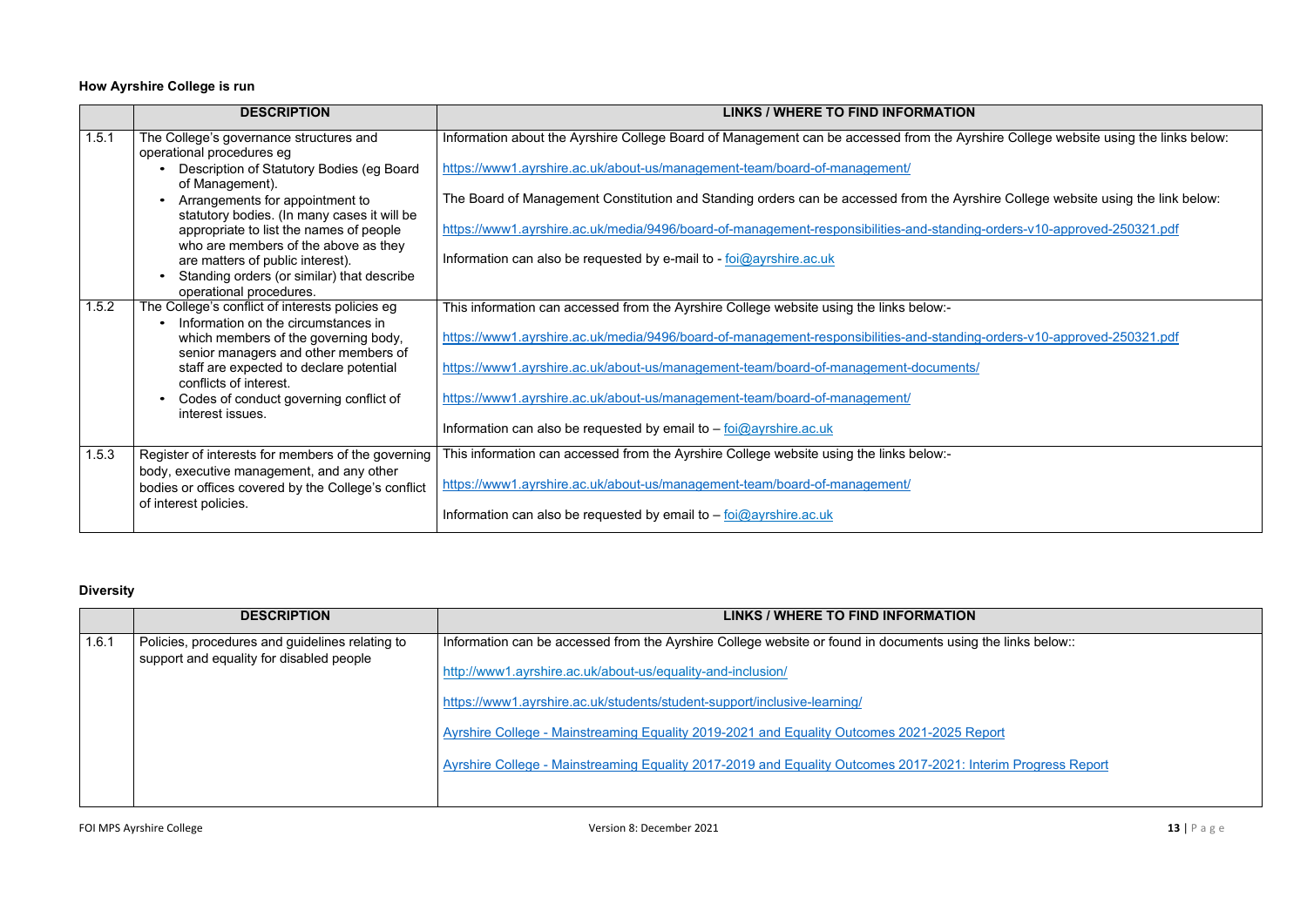### How Ayrshire College is run

| | DESCRIPTION | LINKS / WHERE TO FIND INFORMATION |
|---|---|---|
| 1.5.1 | The College's governance structures and operational procedures eg<br>• Description of Statutory Bodies (eg Board of Management).<br>• Arrangements for appointment to statutory bodies. (In many cases it will be appropriate to list the names of people who are members of the above as they are matters of public interest).<br>• Standing orders (or similar) that describe operational procedures. | Information about the Ayrshire College Board of Management can be accessed from the Ayrshire College website using the links below:<br><br>https://www1.ayrshire.ac.uk/about-us/management-team/board-of-management/<br><br>The Board of Management Constitution and Standing orders can be accessed from the Ayrshire College website using the link below:<br><br>https://www1.ayrshire.ac.uk/media/9496/board-of-management-responsibilities-and-standing-orders-v10-approved-250321.pdf<br><br>Information can also be requested by e-mail to - foi@ayrshire.ac.uk |
| 1.5.2 | The College's conflict of interests policies eg<br>• Information on the circumstances in which members of the governing body, senior managers and other members of staff are expected to declare potential conflicts of interest.<br>• Codes of conduct governing conflict of interest issues. | This information can accessed from the Ayrshire College website using the links below:-<br><br>https://www1.ayrshire.ac.uk/media/9496/board-of-management-responsibilities-and-standing-orders-v10-approved-250321.pdf<br><br>https://www1.ayrshire.ac.uk/about-us/management-team/board-of-management-documents/<br><br>https://www1.ayrshire.ac.uk/about-us/management-team/board-of-management/<br><br>Information can also be requested by email to – foi@ayrshire.ac.uk |
| 1.5.3 | Register of interests for members of the governing body, executive management, and any other bodies or offices covered by the College's conflict of interest policies. | This information can accessed from the Ayrshire College website using the links below:-<br><br>https://www1.ayrshire.ac.uk/about-us/management-team/board-of-management/<br><br>Information can also be requested by email to – foi@ayrshire.ac.uk |

### Diversity

| | DESCRIPTION | LINKS / WHERE TO FIND INFORMATION |
|---|---|---|
| 1.6.1 | Policies, procedures and guidelines relating to support and equality for disabled people | Information can be accessed from the Ayrshire College website or found in documents using the links below::<br><br>http://www1.ayrshire.ac.uk/about-us/equality-and-inclusion/<br><br>https://www1.ayrshire.ac.uk/students/student-support/inclusive-learning/<br><br>Ayrshire College - Mainstreaming Equality 2019-2021 and Equality Outcomes 2021-2025 Report<br><br>Ayrshire College - Mainstreaming Equality 2017-2019 and Equality Outcomes 2017-2021: Interim Progress Report |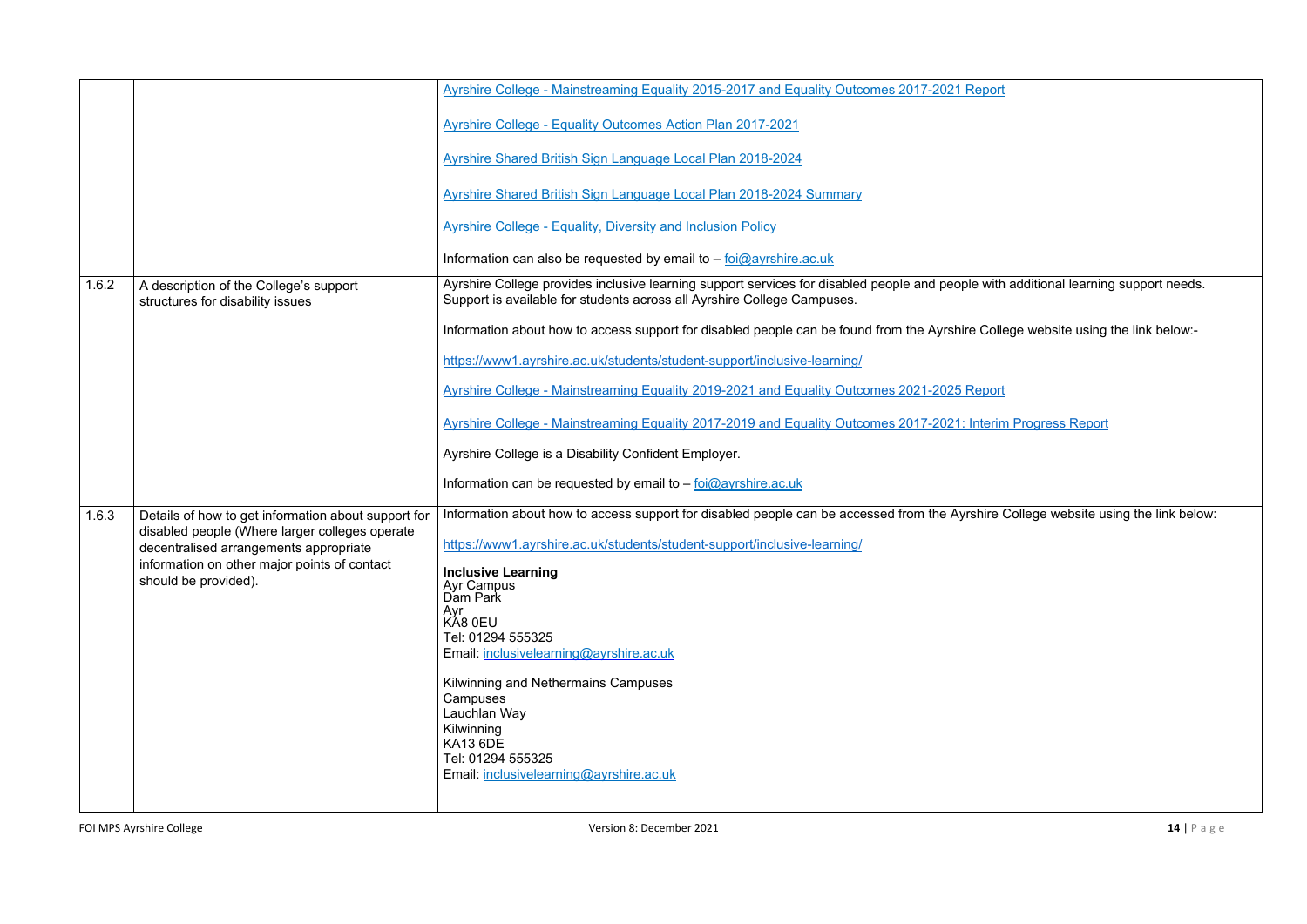| | | |
|---|---|---|
| | | Ayrshire College - Mainstreaming Equality 2015-2017 and Equality Outcomes 2017-2021 Report<br><br>Ayrshire College - Equality Outcomes Action Plan 2017-2021<br><br>Ayrshire Shared British Sign Language Local Plan 2018-2024<br><br>Ayrshire Shared British Sign Language Local Plan 2018-2024 Summary<br><br>Ayrshire College - Equality, Diversity and Inclusion Policy<br><br>Information can also be requested by email to – foi@ayrshire.ac.uk |
| 1.6.2 | A description of the College's support structures for disability issues | Ayrshire College provides inclusive learning support services for disabled people and people with additional learning support needs. Support is available for students across all Ayrshire College Campuses.<br><br>Information about how to access support for disabled people can be found from the Ayrshire College website using the link below:-<br><br>https://www1.ayrshire.ac.uk/students/student-support/inclusive-learning/<br><br>Ayrshire College - Mainstreaming Equality 2019-2021 and Equality Outcomes 2021-2025 Report<br><br>Ayrshire College - Mainstreaming Equality 2017-2019 and Equality Outcomes 2017-2021: Interim Progress Report<br><br>Ayrshire College is a Disability Confident Employer.<br><br>Information can be requested by email to – foi@ayrshire.ac.uk |
| 1.6.3 | Details of how to get information about support for disabled people (Where larger colleges operate decentralised arrangements appropriate information on other major points of contact should be provided). | Information about how to access support for disabled people can be accessed from the Ayrshire College website using the link below:<br><br>https://www1.ayrshire.ac.uk/students/student-support/inclusive-learning/<br><br>**Inclusive Learning**<br>Ayr Campus<br>Dam Park<br>Ayr<br>KA8 0EU<br>Tel: 01294 555325<br>Email: inclusivelearning@ayrshire.ac.uk<br><br>Kilwinning and Nethermains Campuses<br>Campuses<br>Lauchlan Way<br>Kilwinning<br>KA13 6DE<br>Tel: 01294 555325<br>Email: inclusivelearning@ayrshire.ac.uk |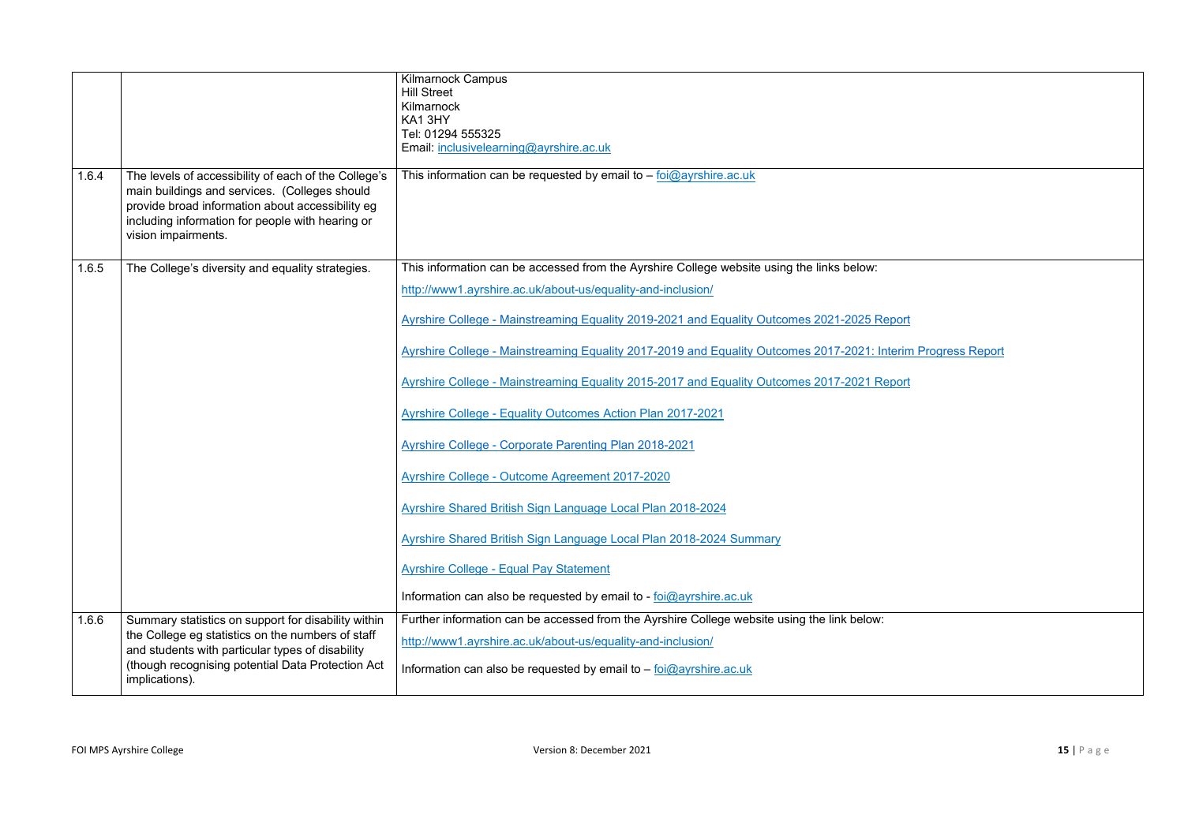| | | |
|---|---|---|
| | | Kilmarnock Campus<br>Hill Street<br>Kilmarnock<br>KA1 3HY<br>Tel: 01294 555325<br>Email: inclusivelearning@ayrshire.ac.uk |
| 1.6.4 | The levels of accessibility of each of the College's main buildings and services. (Colleges should provide broad information about accessibility eg including information for people with hearing or vision impairments. | This information can be requested by email to – foi@ayrshire.ac.uk |
| 1.6.5 | The College's diversity and equality strategies. | This information can be accessed from the Ayrshire College website using the links below:<br><br>http://www1.ayrshire.ac.uk/about-us/equality-and-inclusion/<br><br>Ayrshire College - Mainstreaming Equality 2019-2021 and Equality Outcomes 2021-2025 Report<br><br>Ayrshire College - Mainstreaming Equality 2017-2019 and Equality Outcomes 2017-2021: Interim Progress Report<br><br>Ayrshire College - Mainstreaming Equality 2015-2017 and Equality Outcomes 2017-2021 Report<br><br>Ayrshire College - Equality Outcomes Action Plan 2017-2021<br><br>Ayrshire College - Corporate Parenting Plan 2018-2021<br><br>Ayrshire College - Outcome Agreement 2017-2020<br><br>Ayrshire Shared British Sign Language Local Plan 2018-2024<br><br>Ayrshire Shared British Sign Language Local Plan 2018-2024 Summary<br><br>Ayrshire College - Equal Pay Statement<br><br>Information can also be requested by email to - foi@ayrshire.ac.uk |
| 1.6.6 | Summary statistics on support for disability within the College eg statistics on the numbers of staff and students with particular types of disability (though recognising potential Data Protection Act implications). | Further information can be accessed from the Ayrshire College website using the link below:<br><br>http://www1.ayrshire.ac.uk/about-us/equality-and-inclusion/<br><br>Information can also be requested by email to – foi@ayrshire.ac.uk |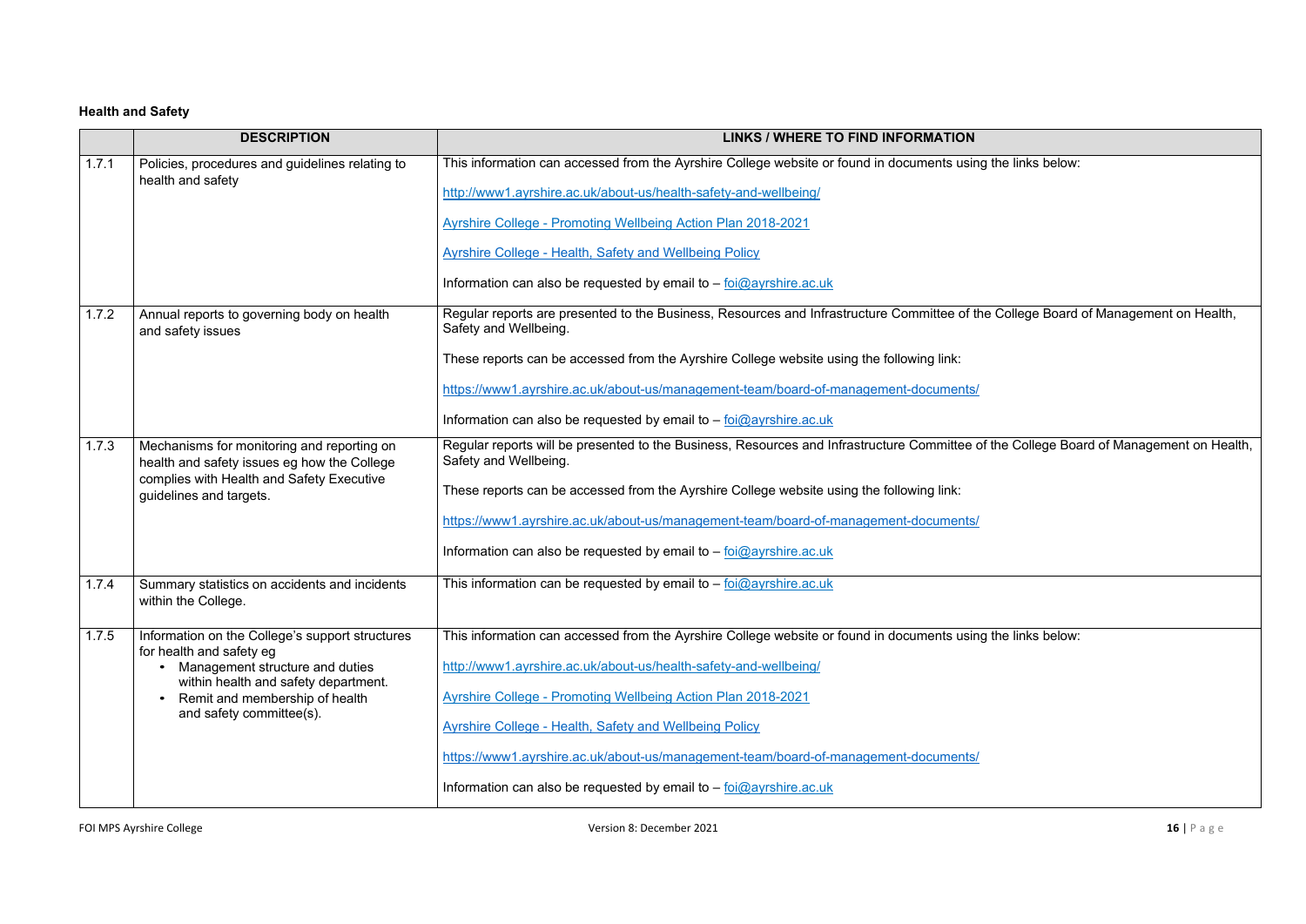**Health and Safety**

| | DESCRIPTION | LINKS / WHERE TO FIND INFORMATION |
|---|---|---|
| 1.7.1 | Policies, procedures and guidelines relating to health and safety | This information can accessed from the Ayrshire College website or found in documents using the links below:<br><br>http://www1.ayrshire.ac.uk/about-us/health-safety-and-wellbeing/<br><br>Ayrshire College - Promoting Wellbeing Action Plan 2018-2021<br><br>Ayrshire College - Health, Safety and Wellbeing Policy<br><br>Information can also be requested by email to – foi@ayrshire.ac.uk |
| 1.7.2 | Annual reports to governing body on health and safety issues | Regular reports are presented to the Business, Resources and Infrastructure Committee of the College Board of Management on Health, Safety and Wellbeing.<br><br>These reports can be accessed from the Ayrshire College website using the following link:<br><br>https://www1.ayrshire.ac.uk/about-us/management-team/board-of-management-documents/<br><br>Information can also be requested by email to – foi@ayrshire.ac.uk |
| 1.7.3 | Mechanisms for monitoring and reporting on health and safety issues eg how the College complies with Health and Safety Executive guidelines and targets. | Regular reports will be presented to the Business, Resources and Infrastructure Committee of the College Board of Management on Health, Safety and Wellbeing.<br><br>These reports can be accessed from the Ayrshire College website using the following link:<br><br>https://www1.ayrshire.ac.uk/about-us/management-team/board-of-management-documents/<br><br>Information can also be requested by email to – foi@ayrshire.ac.uk |
| 1.7.4 | Summary statistics on accidents and incidents within the College. | This information can be requested by email to – foi@ayrshire.ac.uk |
| 1.7.5 | Information on the College's support structures for health and safety eg<br>• Management structure and duties within health and safety department.<br>• Remit and membership of health and safety committee(s). | This information can accessed from the Ayrshire College website or found in documents using the links below:<br><br>http://www1.ayrshire.ac.uk/about-us/health-safety-and-wellbeing/<br><br>Ayrshire College - Promoting Wellbeing Action Plan 2018-2021<br><br>Ayrshire College - Health, Safety and Wellbeing Policy<br><br>https://www1.ayrshire.ac.uk/about-us/management-team/board-of-management-documents/<br><br>Information can also be requested by email to – foi@ayrshire.ac.uk |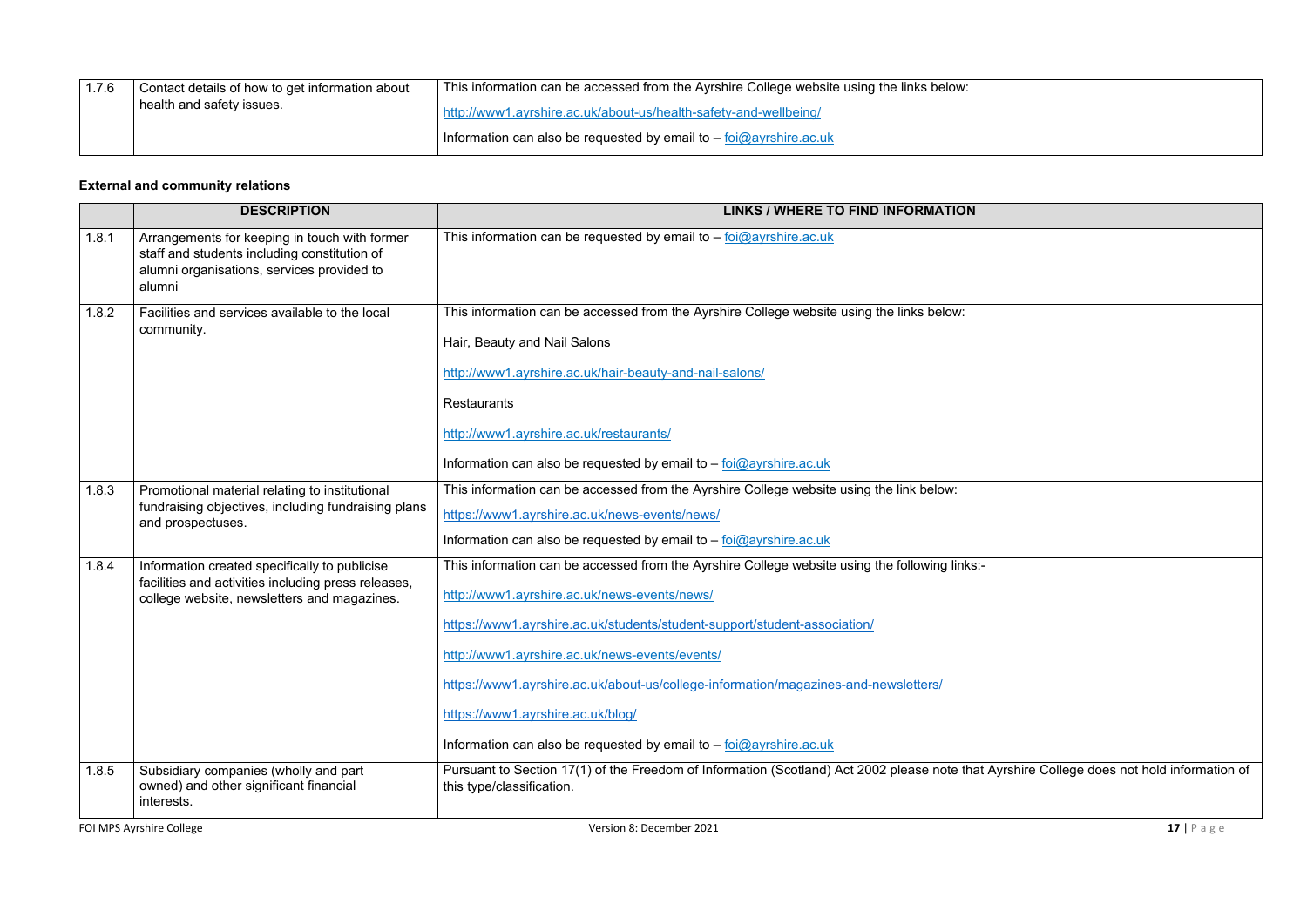| | | |
|---|---|---|
| 1.7.6 | Contact details of how to get information about health and safety issues. | This information can be accessed from the Ayrshire College website using the links below:<br><br>http://www1.ayrshire.ac.uk/about-us/health-safety-and-wellbeing/<br><br>Information can also be requested by email to – foi@ayrshire.ac.uk |

**External and community relations**

| | DESCRIPTION | LINKS / WHERE TO FIND INFORMATION |
|---|---|---|
| 1.8.1 | Arrangements for keeping in touch with former staff and students including constitution of alumni organisations, services provided to alumni | This information can be requested by email to – foi@ayrshire.ac.uk |
| 1.8.2 | Facilities and services available to the local community. | This information can be accessed from the Ayrshire College website using the links below:<br><br>Hair, Beauty and Nail Salons<br><br>http://www1.ayrshire.ac.uk/hair-beauty-and-nail-salons/<br><br>Restaurants<br><br>http://www1.ayrshire.ac.uk/restaurants/<br><br>Information can also be requested by email to – foi@ayrshire.ac.uk |
| 1.8.3 | Promotional material relating to institutional fundraising objectives, including fundraising plans and prospectuses. | This information can be accessed from the Ayrshire College website using the link below:<br><br>https://www1.ayrshire.ac.uk/news-events/news/<br><br>Information can also be requested by email to – foi@ayrshire.ac.uk |
| 1.8.4 | Information created specifically to publicise facilities and activities including press releases, college website, newsletters and magazines. | This information can be accessed from the Ayrshire College website using the following links:-<br><br>http://www1.ayrshire.ac.uk/news-events/news/<br><br>https://www1.ayrshire.ac.uk/students/student-support/student-association/<br><br>http://www1.ayrshire.ac.uk/news-events/events/<br><br>https://www1.ayrshire.ac.uk/about-us/college-information/magazines-and-newsletters/<br><br>https://www1.ayrshire.ac.uk/blog/<br><br>Information can also be requested by email to – foi@ayrshire.ac.uk |
| 1.8.5 | Subsidiary companies (wholly and part owned) and other significant financial interests. | Pursuant to Section 17(1) of the Freedom of Information (Scotland) Act 2002 please note that Ayrshire College does not hold information of this type/classification. |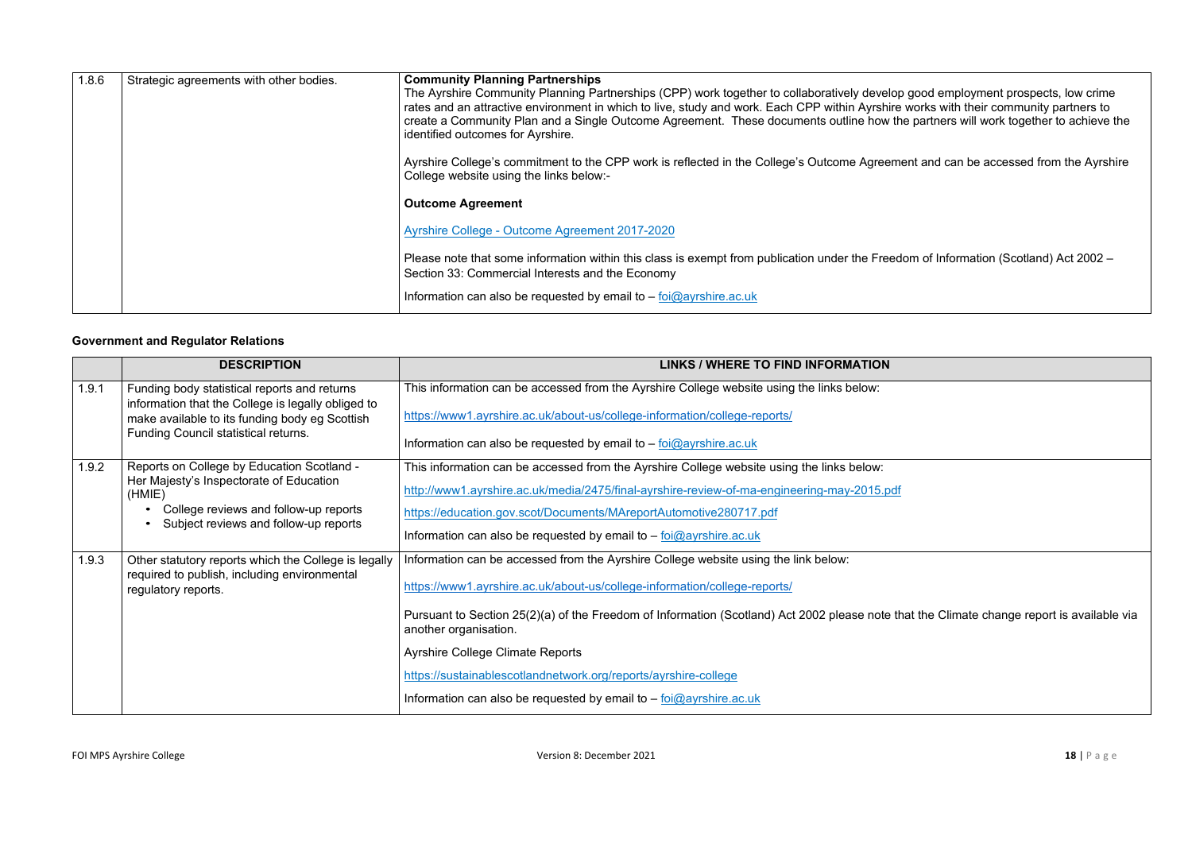| | | |
|---|---|---|
| 1.8.6 | Strategic agreements with other bodies. | **Community Planning Partnerships**<br>The Ayrshire Community Planning Partnerships (CPP) work together to collaboratively develop good employment prospects, low crime rates and an attractive environment in which to live, study and work. Each CPP within Ayrshire works with their community partners to create a Community Plan and a Single Outcome Agreement. These documents outline how the partners will work together to achieve the identified outcomes for Ayrshire.<br><br>Ayrshire College's commitment to the CPP work is reflected in the College's Outcome Agreement and can be accessed from the Ayrshire College website using the links below:-<br><br>**Outcome Agreement**<br><br>Ayrshire College - Outcome Agreement 2017-2020<br><br>Please note that some information within this class is exempt from publication under the Freedom of Information (Scotland) Act 2002 – Section 33: Commercial Interests and the Economy<br><br>Information can also be requested by email to – foi@ayrshire.ac.uk |

**Government and Regulator Relations**

| | DESCRIPTION | LINKS / WHERE TO FIND INFORMATION |
|---|---|---|
| 1.9.1 | Funding body statistical reports and returns information that the College is legally obliged to make available to its funding body eg Scottish Funding Council statistical returns. | This information can be accessed from the Ayrshire College website using the links below:<br><br>https://www1.ayrshire.ac.uk/about-us/college-information/college-reports/<br><br>Information can also be requested by email to – foi@ayrshire.ac.uk |
| 1.9.2 | Reports on College by Education Scotland - Her Majesty's Inspectorate of Education (HMIE)<br>• College reviews and follow-up reports<br>• Subject reviews and follow-up reports | This information can be accessed from the Ayrshire College website using the links below:<br><br>http://www1.ayrshire.ac.uk/media/2475/final-ayrshire-review-of-ma-engineering-may-2015.pdf<br><br>https://education.gov.scot/Documents/MAreportAutomotive280717.pdf<br><br>Information can also be requested by email to – foi@ayrshire.ac.uk |
| 1.9.3 | Other statutory reports which the College is legally required to publish, including environmental regulatory reports. | Information can be accessed from the Ayrshire College website using the link below:<br><br>https://www1.ayrshire.ac.uk/about-us/college-information/college-reports/<br><br>Pursuant to Section 25(2)(a) of the Freedom of Information (Scotland) Act 2002 please note that the Climate change report is available via another organisation.<br><br>Ayrshire College Climate Reports<br><br>https://sustainablescotlandnetwork.org/reports/ayrshire-college<br><br>Information can also be requested by email to – foi@ayrshire.ac.uk |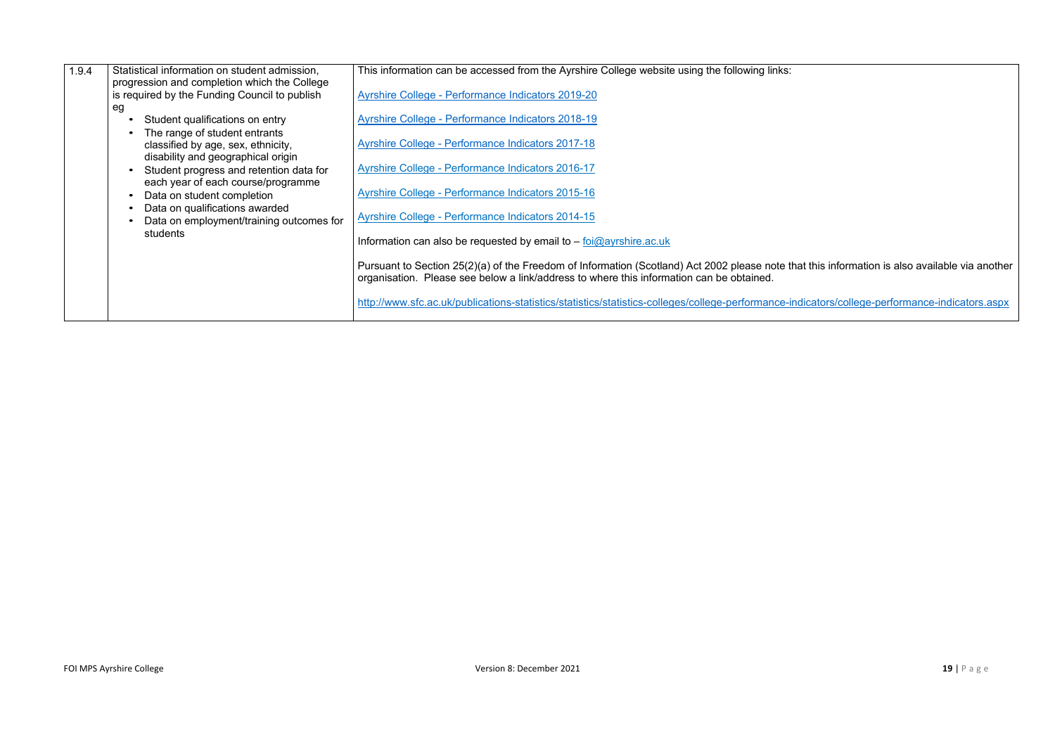| 1.9.4 | Statistical information on student admission, progression and completion which the College is required by the Funding Council to publish eg<br>• Student qualifications on entry<br>• The range of student entrants classified by age, sex, ethnicity, disability and geographical origin<br>• Student progress and retention data for each year of each course/programme<br>• Data on student completion<br>• Data on qualifications awarded<br>• Data on employment/training outcomes for students | This information can be accessed from the Ayrshire College website using the following links:<br><br>Ayrshire College - Performance Indicators 2019-20<br><br>Ayrshire College - Performance Indicators 2018-19<br><br>Ayrshire College - Performance Indicators 2017-18<br><br>Ayrshire College - Performance Indicators 2016-17<br><br>Ayrshire College - Performance Indicators 2015-16<br><br>Ayrshire College - Performance Indicators 2014-15<br><br>Information can also be requested by email to – foi@ayrshire.ac.uk<br><br>Pursuant to Section 25(2)(a) of the Freedom of Information (Scotland) Act 2002 please note that this information is also available via another organisation. Please see below a link/address to where this information can be obtained.<br><br>http://www.sfc.ac.uk/publications-statistics/statistics/statistics-colleges/college-performance-indicators/college-performance-indicators.aspx |
|---|---|---|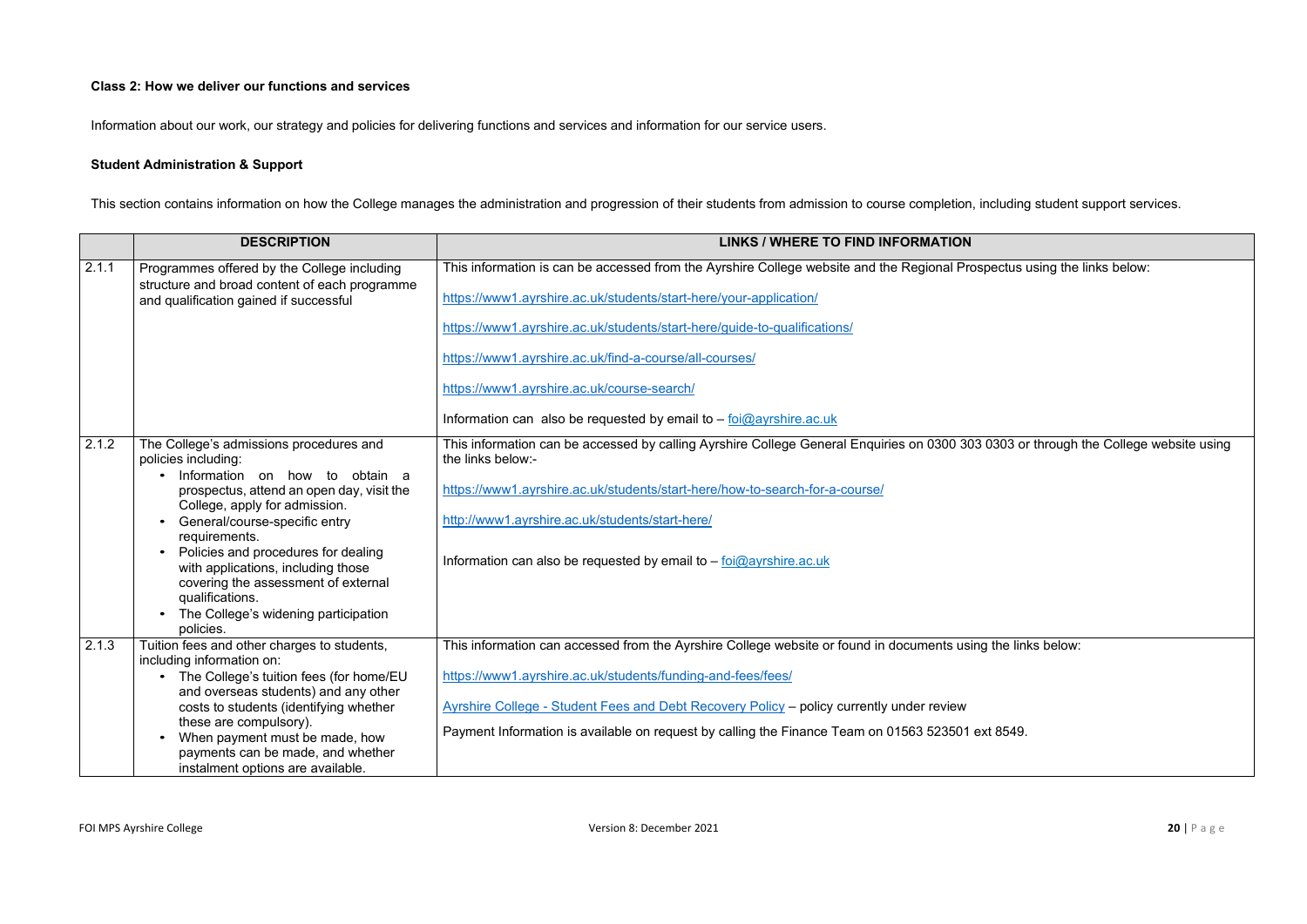**Class 2: How we deliver our functions and services**

Information about our work, our strategy and policies for delivering functions and services and information for our service users.

**Student Administration & Support**

This section contains information on how the College manages the administration and progression of their students from admission to course completion, including student support services.

| | DESCRIPTION | LINKS / WHERE TO FIND INFORMATION |
|---|---|---|
| 2.1.1 | Programmes offered by the College including structure and broad content of each programme and qualification gained if successful | This information is can be accessed from the Ayrshire College website and the Regional Prospectus using the links below:<br><br>https://www1.ayrshire.ac.uk/students/start-here/your-application/<br><br>https://www1.ayrshire.ac.uk/students/start-here/guide-to-qualifications/<br><br>https://www1.ayrshire.ac.uk/find-a-course/all-courses/<br><br>https://www1.ayrshire.ac.uk/course-search/<br><br>Information can also be requested by email to – foi@ayrshire.ac.uk |
| 2.1.2 | The College's admissions procedures and policies including:<br>• Information on how to obtain a prospectus, attend an open day, visit the College, apply for admission.<br>• General/course-specific entry requirements.<br>• Policies and procedures for dealing with applications, including those covering the assessment of external qualifications.<br>• The College's widening participation policies. | This information can be accessed by calling Ayrshire College General Enquiries on 0300 303 0303 or through the College website using the links below:-<br><br>https://www1.ayrshire.ac.uk/students/start-here/how-to-search-for-a-course/<br><br>http://www1.ayrshire.ac.uk/students/start-here/<br><br>Information can also be requested by email to – foi@ayrshire.ac.uk |
| 2.1.3 | Tuition fees and other charges to students, including information on:<br>• The College's tuition fees (for home/EU and overseas students) and any other costs to students (identifying whether these are compulsory).<br>• When payment must be made, how payments can be made, and whether instalment options are available. | This information can accessed from the Ayrshire College website or found in documents using the links below:<br><br>https://www1.ayrshire.ac.uk/students/funding-and-fees/fees/<br><br>Ayrshire College - Student Fees and Debt Recovery Policy – policy currently under review<br><br>Payment Information is available on request by calling the Finance Team on 01563 523501 ext 8549. |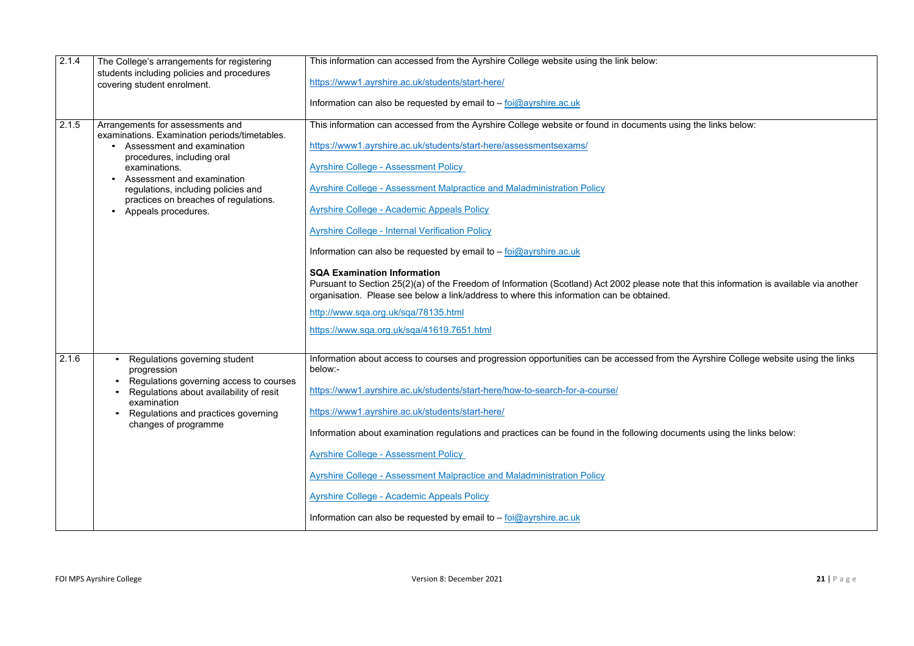| | | |
|---|---|---|
| 2.1.4 | The College's arrangements for registering students including policies and procedures covering student enrolment. | This information can accessed from the Ayrshire College website using the link below:<br><br>https://www1.ayrshire.ac.uk/students/start-here/<br><br>Information can also be requested by email to – foi@ayrshire.ac.uk |
| 2.1.5 | Arrangements for assessments and examinations. Examination periods/timetables.<br>• Assessment and examination procedures, including oral examinations.<br>• Assessment and examination regulations, including policies and practices on breaches of regulations.<br>• Appeals procedures. | This information can accessed from the Ayrshire College website or found in documents using the links below:<br><br>https://www1.ayrshire.ac.uk/students/start-here/assessmentsexams/<br><br>Ayrshire College - Assessment Policy<br><br>Ayrshire College - Assessment Malpractice and Maladministration Policy<br><br>Ayrshire College - Academic Appeals Policy<br><br>Ayrshire College - Internal Verification Policy<br><br>Information can also be requested by email to – foi@ayrshire.ac.uk<br><br>**SQA Examination Information**<br>Pursuant to Section 25(2)(a) of the Freedom of Information (Scotland) Act 2002 please note that this information is available via another organisation. Please see below a link/address to where this information can be obtained.<br><br>http://www.sqa.org.uk/sqa/78135.html<br><br>https://www.sqa.org.uk/sqa/41619.7651.html |
| 2.1.6 | • Regulations governing student progression<br>• Regulations governing access to courses<br>• Regulations about availability of resit examination<br>• Regulations and practices governing changes of programme | Information about access to courses and progression opportunities can be accessed from the Ayrshire College website using the links below:-<br><br>https://www1.ayrshire.ac.uk/students/start-here/how-to-search-for-a-course/<br><br>https://www1.ayrshire.ac.uk/students/start-here/<br><br>Information about examination regulations and practices can be found in the following documents using the links below:<br><br>Ayrshire College - Assessment Policy<br><br>Ayrshire College - Assessment Malpractice and Maladministration Policy<br><br>Ayrshire College - Academic Appeals Policy<br><br>Information can also be requested by email to – foi@ayrshire.ac.uk |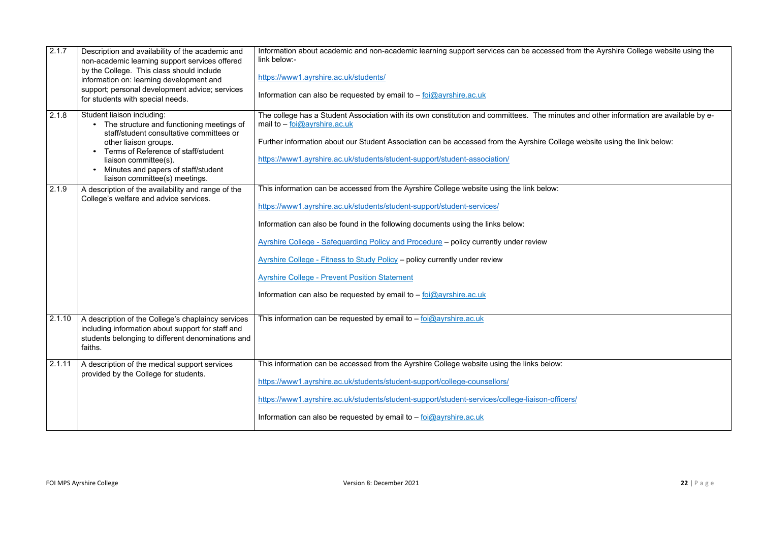| | | |
|---|---|---|
| 2.1.7 | Description and availability of the academic and non-academic learning support services offered by the College. This class should include information on: learning development and support; personal development advice; services for students with special needs. | Information about academic and non-academic learning support services can be accessed from the Ayrshire College website using the link below:-<br><br>https://www1.ayrshire.ac.uk/students/<br><br>Information can also be requested by email to – foi@ayrshire.ac.uk |
| 2.1.8 | Student liaison including:<br>• The structure and functioning meetings of staff/student consultative committees or other liaison groups.<br>• Terms of Reference of staff/student liaison committee(s).<br>• Minutes and papers of staff/student liaison committee(s) meetings. | The college has a Student Association with its own constitution and committees. The minutes and other information are available by e-mail to – foi@ayrshire.ac.uk<br><br>Further information about our Student Association can be accessed from the Ayrshire College website using the link below:<br><br>https://www1.ayrshire.ac.uk/students/student-support/student-association/ |
| 2.1.9 | A description of the availability and range of the College's welfare and advice services. | This information can be accessed from the Ayrshire College website using the link below:<br><br>https://www1.ayrshire.ac.uk/students/student-support/student-services/<br><br>Information can also be found in the following documents using the links below:<br><br>Ayrshire College - Safeguarding Policy and Procedure – policy currently under review<br><br>Ayrshire College - Fitness to Study Policy – policy currently under review<br><br>Ayrshire College - Prevent Position Statement<br><br>Information can also be requested by email to – foi@ayrshire.ac.uk |
| 2.1.10 | A description of the College's chaplaincy services including information about support for staff and students belonging to different denominations and faiths. | This information can be requested by email to – foi@ayrshire.ac.uk |
| 2.1.11 | A description of the medical support services provided by the College for students. | This information can be accessed from the Ayrshire College website using the links below:<br><br>https://www1.ayrshire.ac.uk/students/student-support/college-counsellors/<br><br>https://www1.ayrshire.ac.uk/students/student-support/student-services/college-liaison-officers/<br><br>Information can also be requested by email to – foi@ayrshire.ac.uk |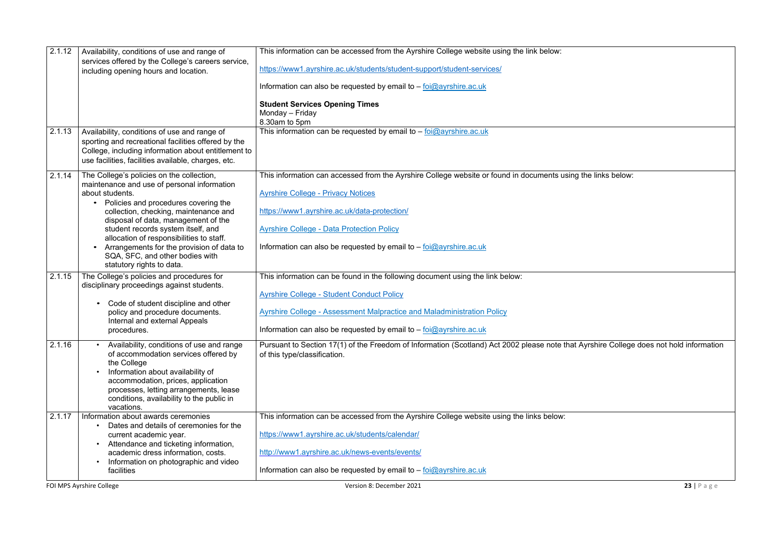| | | |
|---|---|---|
| 2.1.12 | Availability, conditions of use and range of services offered by the College's careers service, including opening hours and location. | This information can be accessed from the Ayrshire College website using the link below:<br><br>https://www1.ayrshire.ac.uk/students/student-support/student-services/<br><br>Information can also be requested by email to – foi@ayrshire.ac.uk<br><br>**Student Services Opening Times**<br>Monday – Friday<br>8.30am to 5pm |
| 2.1.13 | Availability, conditions of use and range of sporting and recreational facilities offered by the College, including information about entitlement to use facilities, facilities available, charges, etc. | This information can be requested by email to – foi@ayrshire.ac.uk |
| 2.1.14 | The College's policies on the collection, maintenance and use of personal information about students.<br>• Policies and procedures covering the collection, checking, maintenance and disposal of data, management of the student records system itself, and allocation of responsibilities to staff.<br>• Arrangements for the provision of data to SQA, SFC, and other bodies with statutory rights to data. | This information can accessed from the Ayrshire College website or found in documents using the links below:<br><br>Ayrshire College - Privacy Notices<br><br>https://www1.ayrshire.ac.uk/data-protection/<br><br>Ayrshire College - Data Protection Policy<br><br>Information can also be requested by email to – foi@ayrshire.ac.uk |
| 2.1.15 | The College's policies and procedures for disciplinary proceedings against students.<br><br>• Code of student discipline and other policy and procedure documents. Internal and external Appeals procedures. | This information can be found in the following document using the link below:<br><br>Ayrshire College - Student Conduct Policy<br><br>Ayrshire College - Assessment Malpractice and Maladministration Policy<br><br>Information can also be requested by email to – foi@ayrshire.ac.uk |
| 2.1.16 | • Availability, conditions of use and range of accommodation services offered by the College<br>• Information about availability of accommodation, prices, application processes, letting arrangements, lease conditions, availability to the public in vacations. | Pursuant to Section 17(1) of the Freedom of Information (Scotland) Act 2002 please note that Ayrshire College does not hold information of this type/classification. |
| 2.1.17 | Information about awards ceremonies<br>• Dates and details of ceremonies for the current academic year.<br>• Attendance and ticketing information, academic dress information, costs.<br>• Information on photographic and video facilities | This information can be accessed from the Ayrshire College website using the links below:<br><br>https://www1.ayrshire.ac.uk/students/calendar/<br><br>http://www1.ayrshire.ac.uk/news-events/events/<br><br>Information can also be requested by email to – foi@ayrshire.ac.uk |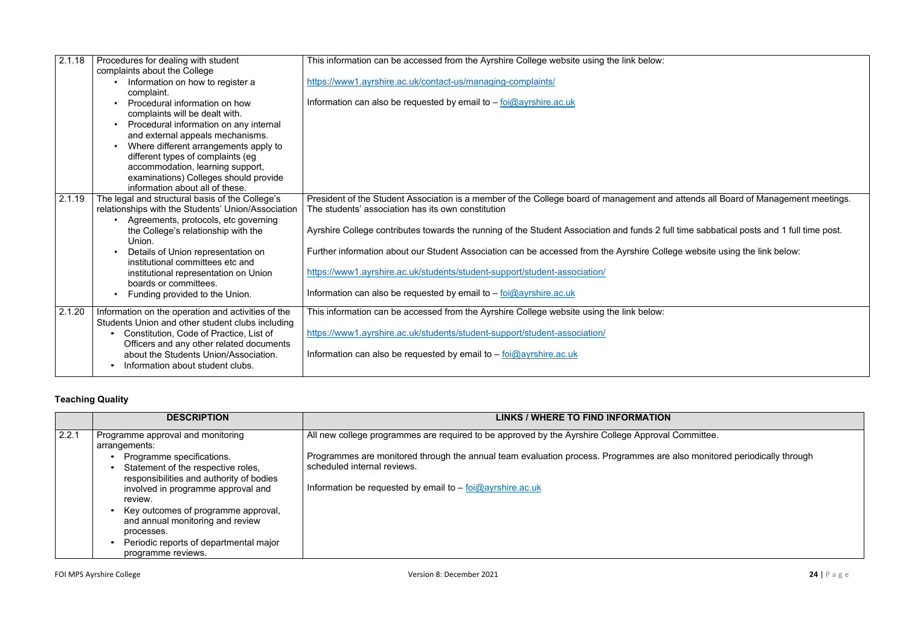| | | |
|---|---|---|
| 2.1.18 | Procedures for dealing with student complaints about the College<br>• Information on how to register a complaint.<br>• Procedural information on how complaints will be dealt with.<br>• Procedural information on any internal and external appeals mechanisms.<br>• Where different arrangements apply to different types of complaints (eg accommodation, learning support, examinations) Colleges should provide information about all of these. | This information can be accessed from the Ayrshire College website using the link below:<br><br>https://www1.ayrshire.ac.uk/contact-us/managing-complaints/<br><br>Information can also be requested by email to – foi@ayrshire.ac.uk |
| 2.1.19 | The legal and structural basis of the College's relationships with the Students' Union/Association<br>• Agreements, protocols, etc governing the College's relationship with the Union.<br>• Details of Union representation on institutional committees etc and institutional representation on Union boards or committees.<br>• Funding provided to the Union. | President of the Student Association is a member of the College board of management and attends all Board of Management meetings. The students' association has its own constitution<br><br>Ayrshire College contributes towards the running of the Student Association and funds 2 full time sabbatical posts and 1 full time post.<br><br>Further information about our Student Association can be accessed from the Ayrshire College website using the link below:<br><br>https://www1.ayrshire.ac.uk/students/student-support/student-association/<br><br>Information can also be requested by email to – foi@ayrshire.ac.uk |
| 2.1.20 | Information on the operation and activities of the Students Union and other student clubs including<br>• Constitution, Code of Practice, List of Officers and any other related documents about the Students Union/Association.<br>• Information about student clubs. | This information can be accessed from the Ayrshire College website using the link below:<br><br>https://www1.ayrshire.ac.uk/students/student-support/student-association/<br><br>Information can also be requested by email to – foi@ayrshire.ac.uk |

**Teaching Quality**

| | DESCRIPTION | LINKS / WHERE TO FIND INFORMATION |
|---|---|---|
| 2.2.1 | Programme approval and monitoring arrangements:<br>• Programme specifications.<br>• Statement of the respective roles, responsibilities and authority of bodies involved in programme approval and review.<br>• Key outcomes of programme approval, and annual monitoring and review processes.<br>• Periodic reports of departmental major programme reviews. | All new college programmes are required to be approved by the Ayrshire College Approval Committee.<br><br>Programmes are monitored through the annual team evaluation process. Programmes are also monitored periodically through scheduled internal reviews.<br><br>Information be requested by email to – foi@ayrshire.ac.uk |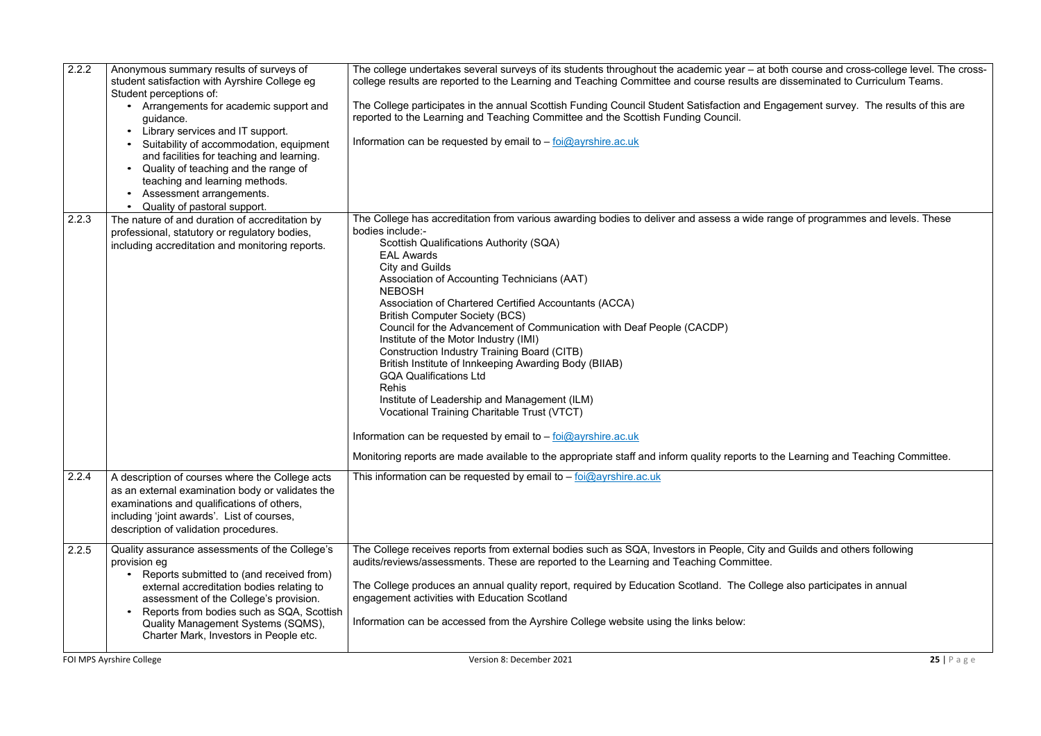| | | |
|---|---|---|
| 2.2.2 | Anonymous summary results of surveys of student satisfaction with Ayrshire College eg Student perceptions of:<br>• Arrangements for academic support and guidance.<br>• Library services and IT support.<br>• Suitability of accommodation, equipment and facilities for teaching and learning.<br>• Quality of teaching and the range of teaching and learning methods.<br>• Assessment arrangements.<br>• Quality of pastoral support. | The college undertakes several surveys of its students throughout the academic year – at both course and cross-college level. The cross-college results are reported to the Learning and Teaching Committee and course results are disseminated to Curriculum Teams.<br><br>The College participates in the annual Scottish Funding Council Student Satisfaction and Engagement survey. The results of this are reported to the Learning and Teaching Committee and the Scottish Funding Council.<br><br>Information can be requested by email to – foi@ayrshire.ac.uk |
| 2.2.3 | The nature of and duration of accreditation by professional, statutory or regulatory bodies, including accreditation and monitoring reports. | The College has accreditation from various awarding bodies to deliver and assess a wide range of programmes and levels. These bodies include:-<br>Scottish Qualifications Authority (SQA)<br>EAL Awards<br>City and Guilds<br>Association of Accounting Technicians (AAT)<br>NEBOSH<br>Association of Chartered Certified Accountants (ACCA)<br>British Computer Society (BCS)<br>Council for the Advancement of Communication with Deaf People (CACDP)<br>Institute of the Motor Industry (IMI)<br>Construction Industry Training Board (CITB)<br>British Institute of Innkeeping Awarding Body (BIIAB)<br>GQA Qualifications Ltd<br>Rehis<br>Institute of Leadership and Management (ILM)<br>Vocational Training Charitable Trust (VTCT)<br><br>Information can be requested by email to – foi@ayrshire.ac.uk<br><br>Monitoring reports are made available to the appropriate staff and inform quality reports to the Learning and Teaching Committee. |
| 2.2.4 | A description of courses where the College acts as an external examination body or validates the examinations and qualifications of others, including 'joint awards'. List of courses, description of validation procedures. | This information can be requested by email to – foi@ayrshire.ac.uk |
| 2.2.5 | Quality assurance assessments of the College's provision eg<br>• Reports submitted to (and received from) external accreditation bodies relating to assessment of the College's provision.<br>• Reports from bodies such as SQA, Scottish Quality Management Systems (SQMS), Charter Mark, Investors in People etc. | The College receives reports from external bodies such as SQA, Investors in People, City and Guilds and others following audits/reviews/assessments. These are reported to the Learning and Teaching Committee.<br><br>The College produces an annual quality report, required by Education Scotland. The College also participates in annual engagement activities with Education Scotland<br><br>Information can be accessed from the Ayrshire College website using the links below: |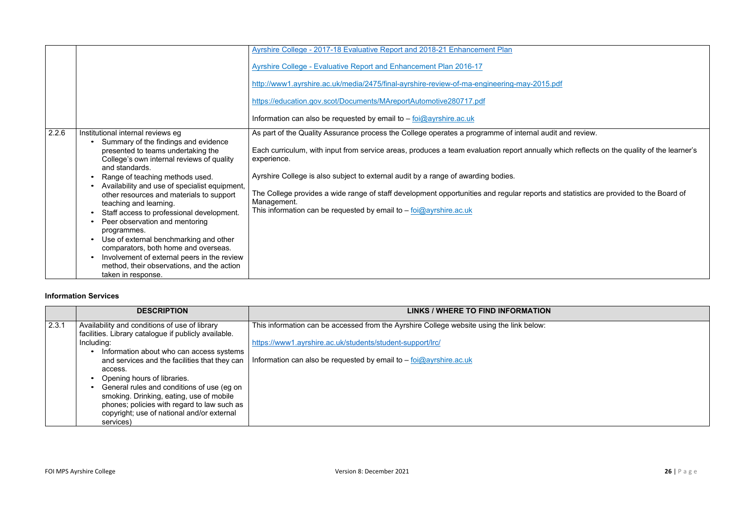| | | |
|---|---|---|
| | | Ayrshire College - 2017-18 Evaluative Report and 2018-21 Enhancement Plan<br><br>Ayrshire College - Evaluative Report and Enhancement Plan 2016-17<br><br>http://www1.ayrshire.ac.uk/media/2475/final-ayrshire-review-of-ma-engineering-may-2015.pdf<br><br>https://education.gov.scot/Documents/MAreportAutomotive280717.pdf<br><br>Information can also be requested by email to – foi@ayrshire.ac.uk |
| 2.2.6 | Institutional internal reviews eg<br>• Summary of the findings and evidence presented to teams undertaking the College's own internal reviews of quality and standards.<br>• Range of teaching methods used.<br>• Availability and use of specialist equipment, other resources and materials to support teaching and learning.<br>• Staff access to professional development.<br>• Peer observation and mentoring programmes.<br>• Use of external benchmarking and other comparators, both home and overseas.<br>• Involvement of external peers in the review method, their observations, and the action taken in response. | As part of the Quality Assurance process the College operates a programme of internal audit and review.<br><br>Each curriculum, with input from service areas, produces a team evaluation report annually which reflects on the quality of the learner's experience.<br><br>Ayrshire College is also subject to external audit by a range of awarding bodies.<br><br>The College provides a wide range of staff development opportunities and regular reports and statistics are provided to the Board of Management.<br>This information can be requested by email to – foi@ayrshire.ac.uk |

**Information Services**

| | DESCRIPTION | LINKS / WHERE TO FIND INFORMATION |
|---|---|---|
| 2.3.1 | Availability and conditions of use of library facilities. Library catalogue if publicly available. Including:<br>• Information about who can access systems and services and the facilities that they can access.<br>• Opening hours of libraries.<br>• General rules and conditions of use (eg on smoking. Drinking, eating, use of mobile phones; policies with regard to law such as copyright; use of national and/or external services) | This information can be accessed from the Ayrshire College website using the link below:<br><br>https://www1.ayrshire.ac.uk/students/student-support/lrc/<br><br>Information can also be requested by email to – foi@ayrshire.ac.uk |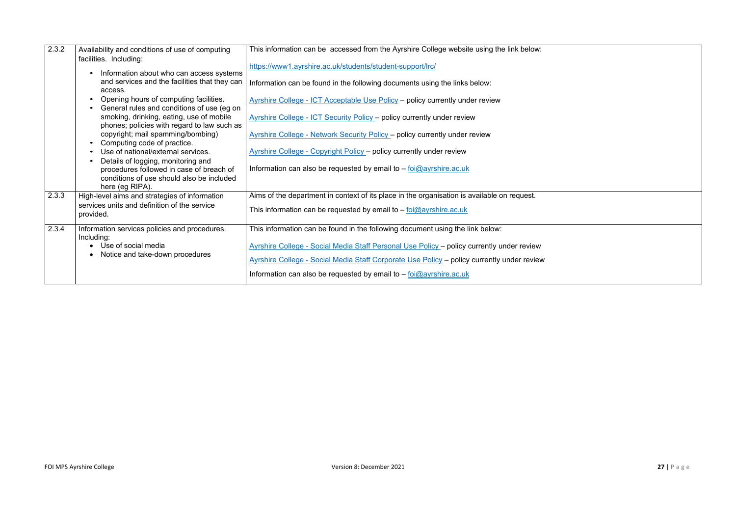| | | |
|---|---|---|
| 2.3.2 | Availability and conditions of use of computing facilities. Including:<br>• Information about who can access systems and services and the facilities that they can access.<br>• Opening hours of computing facilities.<br>• General rules and conditions of use (eg on smoking, drinking, eating, use of mobile phones; policies with regard to law such as copyright; mail spamming/bombing)<br>• Computing code of practice.<br>• Use of national/external services.<br>• Details of logging, monitoring and procedures followed in case of breach of conditions of use should also be included here (eg RIPA). | This information can be accessed from the Ayrshire College website using the link below:<br><br>https://www1.ayrshire.ac.uk/students/student-support/lrc/<br><br>Information can be found in the following documents using the links below:<br><br>Ayrshire College - ICT Acceptable Use Policy – policy currently under review<br><br>Ayrshire College - ICT Security Policy – policy currently under review<br><br>Ayrshire College - Network Security Policy – policy currently under review<br><br>Ayrshire College - Copyright Policy – policy currently under review<br><br>Information can also be requested by email to – foi@ayrshire.ac.uk |
| 2.3.3 | High-level aims and strategies of information services units and definition of the service provided. | Aims of the department in context of its place in the organisation is available on request.<br><br>This information can be requested by email to – foi@ayrshire.ac.uk |
| 2.3.4 | Information services policies and procedures. Including:<br>• Use of social media<br>• Notice and take-down procedures | This information can be found in the following document using the link below:<br><br>Ayrshire College - Social Media Staff Personal Use Policy – policy currently under review<br><br>Ayrshire College - Social Media Staff Corporate Use Policy – policy currently under review<br><br>Information can also be requested by email to – foi@ayrshire.ac.uk |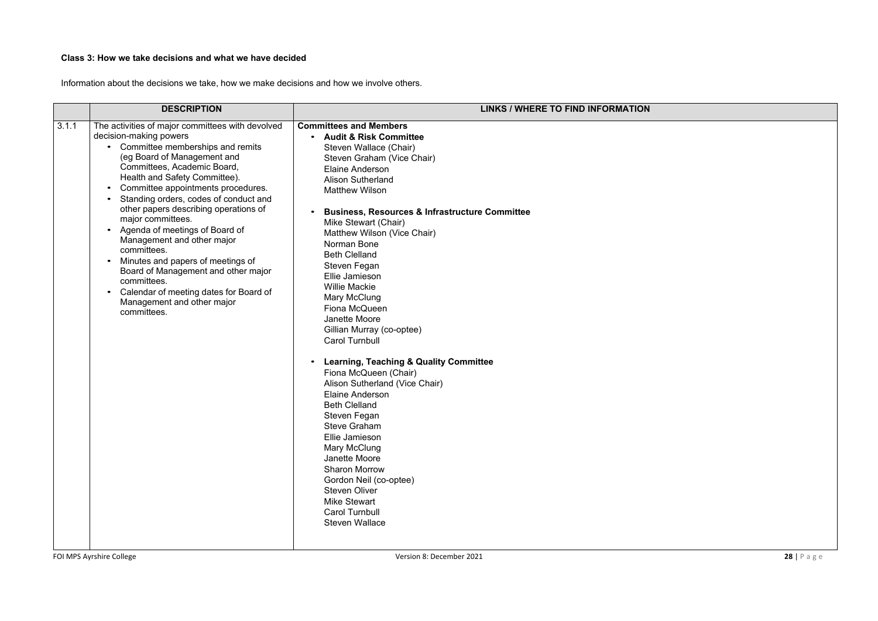**Class 3: How we take decisions and what we have decided**

Information about the decisions we take, how we make decisions and how we involve others.

| | DESCRIPTION | LINKS / WHERE TO FIND INFORMATION |
|---|---|---|
| 3.1.1 | The activities of major committees with devolved decision-making powers<br>• Committee memberships and remits (eg Board of Management and Committees, Academic Board, Health and Safety Committee).<br>• Committee appointments procedures.<br>• Standing orders, codes of conduct and other papers describing operations of major committees.<br>• Agenda of meetings of Board of Management and other major committees.<br>• Minutes and papers of meetings of Board of Management and other major committees.<br>• Calendar of meeting dates for Board of Management and other major committees. | **Committees and Members**<br>• **Audit & Risk Committee**<br>Steven Wallace (Chair)<br>Steven Graham (Vice Chair)<br>Elaine Anderson<br>Alison Sutherland<br>Matthew Wilson<br><br>• **Business, Resources & Infrastructure Committee**<br>Mike Stewart (Chair)<br>Matthew Wilson (Vice Chair)<br>Norman Bone<br>Beth Clelland<br>Steven Fegan<br>Ellie Jamieson<br>Willie Mackie<br>Mary McClung<br>Fiona McQueen<br>Janette Moore<br>Gillian Murray (co-optee)<br>Carol Turnbull<br><br>• **Learning, Teaching & Quality Committee**<br>Fiona McQueen (Chair)<br>Alison Sutherland (Vice Chair)<br>Elaine Anderson<br>Beth Clelland<br>Steven Fegan<br>Steve Graham<br>Ellie Jamieson<br>Mary McClung<br>Janette Moore<br>Sharon Morrow<br>Gordon Neil (co-optee)<br>Steven Oliver<br>Mike Stewart<br>Carol Turnbull<br>Steven Wallace |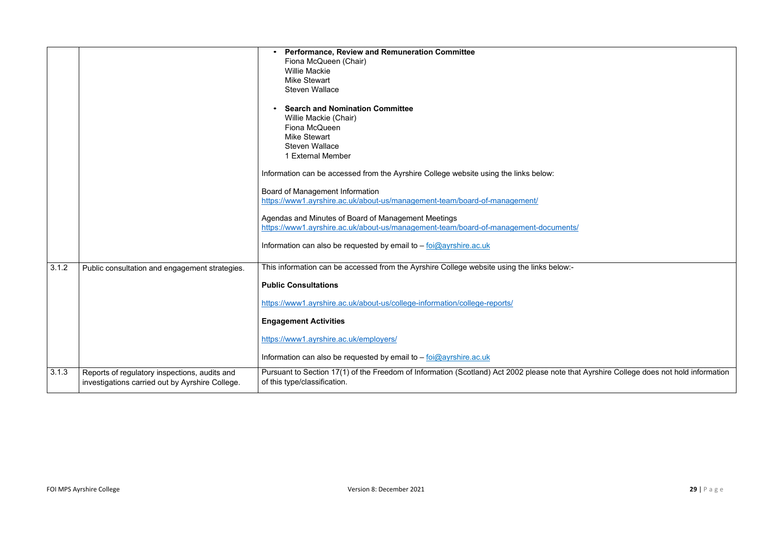| | | |
|---|---|---|
| | | • **Performance, Review and Remuneration Committee**<br>Fiona McQueen (Chair)<br>Willie Mackie<br>Mike Stewart<br>Steven Wallace<br><br>• **Search and Nomination Committee**<br>Willie Mackie (Chair)<br>Fiona McQueen<br>Mike Stewart<br>Steven Wallace<br>1 External Member<br><br>Information can be accessed from the Ayrshire College website using the links below:<br><br>Board of Management Information<br>https://www1.ayrshire.ac.uk/about-us/management-team/board-of-management/<br><br>Agendas and Minutes of Board of Management Meetings<br>https://www1.ayrshire.ac.uk/about-us/management-team/board-of-management-documents/<br><br>Information can also be requested by email to – foi@ayrshire.ac.uk |
| 3.1.2 | Public consultation and engagement strategies. | This information can be accessed from the Ayrshire College website using the links below:-<br><br>**Public Consultations**<br><br>https://www1.ayrshire.ac.uk/about-us/college-information/college-reports/<br><br>**Engagement Activities**<br><br>https://www1.ayrshire.ac.uk/employers/<br><br>Information can also be requested by email to – foi@ayrshire.ac.uk |
| 3.1.3 | Reports of regulatory inspections, audits and investigations carried out by Ayrshire College. | Pursuant to Section 17(1) of the Freedom of Information (Scotland) Act 2002 please note that Ayrshire College does not hold information of this type/classification. |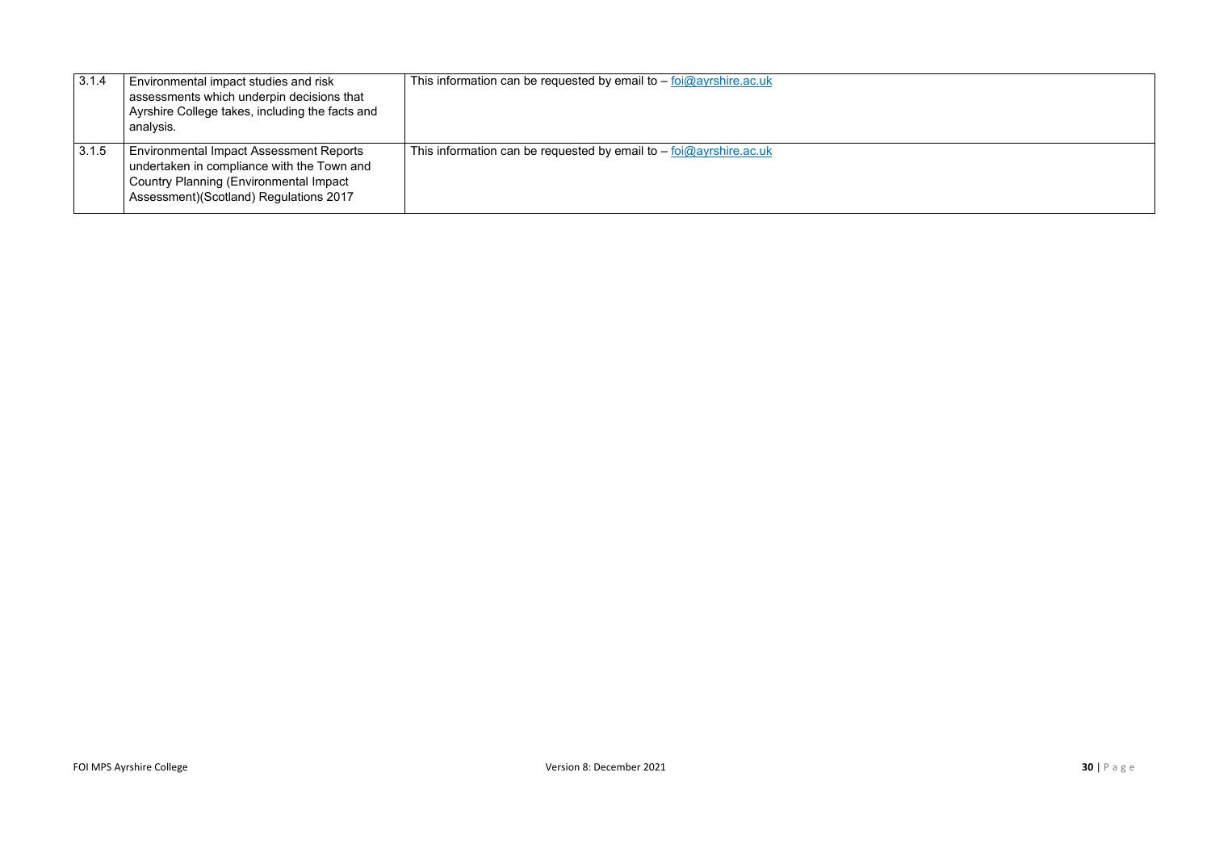| 3.1.4 | Environmental impact studies and risk assessments which underpin decisions that Ayrshire College takes, including the facts and analysis. | This information can be requested by email to – foi@ayrshire.ac.uk |
|---|---|---|
| 3.1.5 | Environmental Impact Assessment Reports undertaken in compliance with the Town and Country Planning (Environmental Impact Assessment)(Scotland) Regulations 2017 | This information can be requested by email to – foi@ayrshire.ac.uk |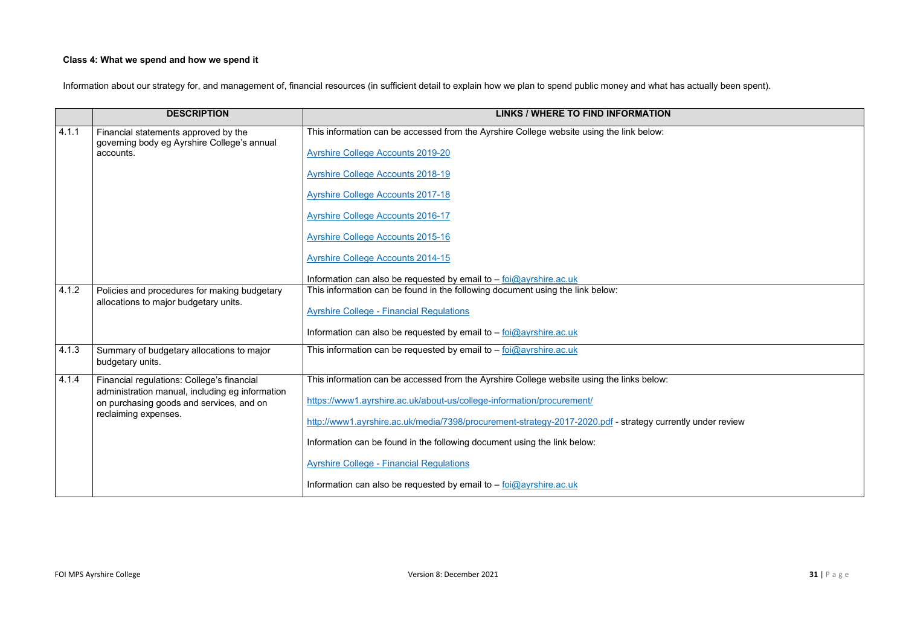**Class 4: What we spend and how we spend it**

Information about our strategy for, and management of, financial resources (in sufficient detail to explain how we plan to spend public money and what has actually been spent).

| | DESCRIPTION | LINKS / WHERE TO FIND INFORMATION |
|---|---|---|
| 4.1.1 | Financial statements approved by the governing body eg Ayrshire College's annual accounts. | This information can be accessed from the Ayrshire College website using the link below:<br><br>Ayrshire College Accounts 2019-20<br><br>Ayrshire College Accounts 2018-19<br><br>Ayrshire College Accounts 2017-18<br><br>Ayrshire College Accounts 2016-17<br><br>Ayrshire College Accounts 2015-16<br><br>Ayrshire College Accounts 2014-15<br><br>Information can also be requested by email to – foi@ayrshire.ac.uk |
| 4.1.2 | Policies and procedures for making budgetary allocations to major budgetary units. | This information can be found in the following document using the link below:<br><br>Ayrshire College - Financial Regulations<br><br>Information can also be requested by email to – foi@ayrshire.ac.uk |
| 4.1.3 | Summary of budgetary allocations to major budgetary units. | This information can be requested by email to – foi@ayrshire.ac.uk |
| 4.1.4 | Financial regulations: College's financial administration manual, including eg information on purchasing goods and services, and on reclaiming expenses. | This information can be accessed from the Ayrshire College website using the links below:<br><br>https://www1.ayrshire.ac.uk/about-us/college-information/procurement/<br><br>http://www1.ayrshire.ac.uk/media/7398/procurement-strategy-2017-2020.pdf - strategy currently under review<br><br>Information can be found in the following document using the link below:<br><br>Ayrshire College - Financial Regulations<br><br>Information can also be requested by email to – foi@ayrshire.ac.uk |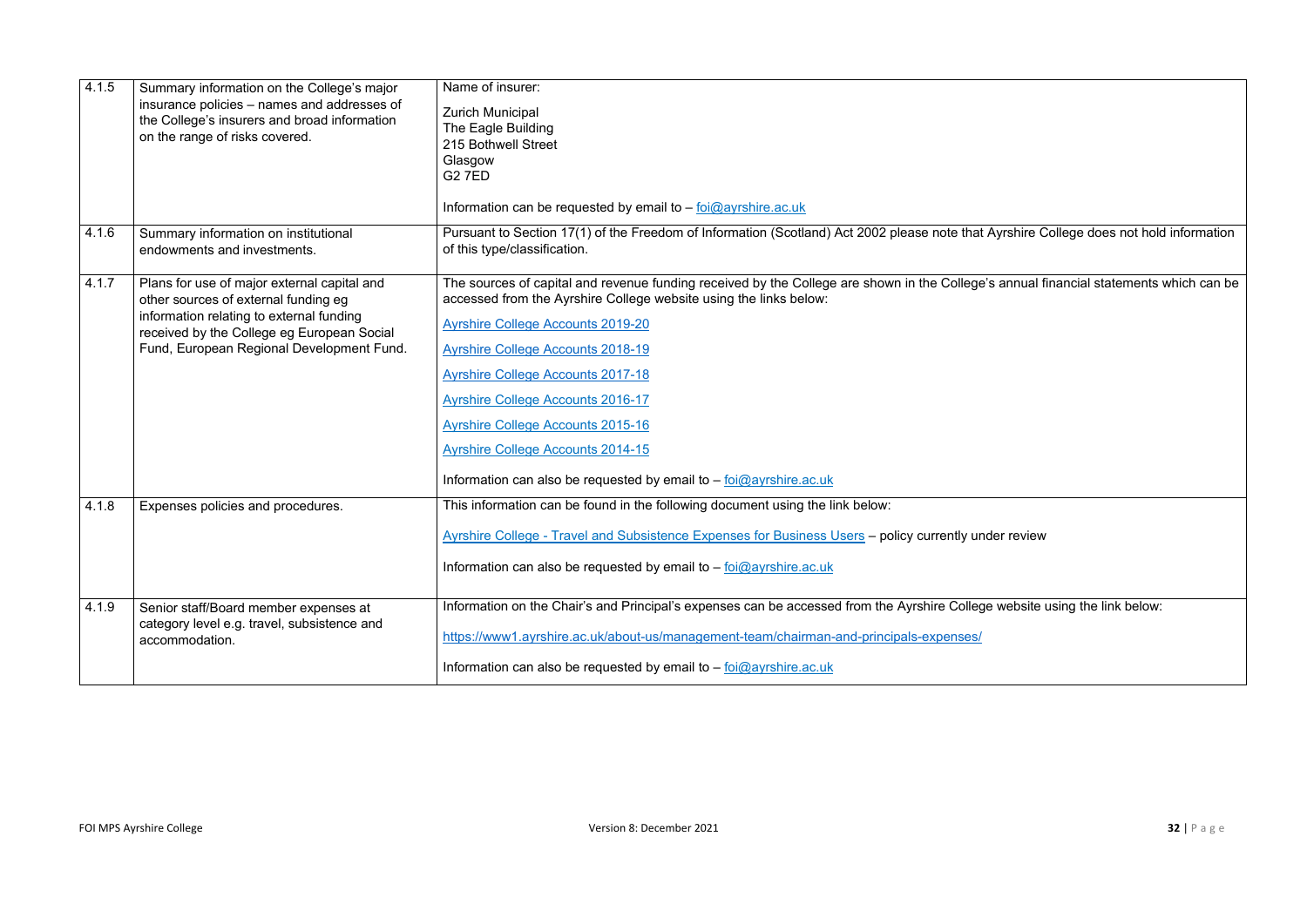| | | |
|---|---|---|
| 4.1.5 | Summary information on the College's major insurance policies – names and addresses of the College's insurers and broad information on the range of risks covered. | Name of insurer:<br><br>Zurich Municipal<br>The Eagle Building<br>215 Bothwell Street<br>Glasgow<br>G2 7ED<br><br>Information can be requested by email to – foi@ayrshire.ac.uk |
| 4.1.6 | Summary information on institutional endowments and investments. | Pursuant to Section 17(1) of the Freedom of Information (Scotland) Act 2002 please note that Ayrshire College does not hold information of this type/classification. |
| 4.1.7 | Plans for use of major external capital and other sources of external funding eg information relating to external funding received by the College eg European Social Fund, European Regional Development Fund. | The sources of capital and revenue funding received by the College are shown in the College's annual financial statements which can be accessed from the Ayrshire College website using the links below:<br><br>Ayrshire College Accounts 2019-20<br><br>Ayrshire College Accounts 2018-19<br><br>Ayrshire College Accounts 2017-18<br><br>Ayrshire College Accounts 2016-17<br><br>Ayrshire College Accounts 2015-16<br><br>Ayrshire College Accounts 2014-15<br><br>Information can also be requested by email to – foi@ayrshire.ac.uk |
| 4.1.8 | Expenses policies and procedures. | This information can be found in the following document using the link below:<br><br>Ayrshire College - Travel and Subsistence Expenses for Business Users – policy currently under review<br><br>Information can also be requested by email to – foi@ayrshire.ac.uk |
| 4.1.9 | Senior staff/Board member expenses at category level e.g. travel, subsistence and accommodation. | Information on the Chair's and Principal's expenses can be accessed from the Ayrshire College website using the link below:<br><br>https://www1.ayrshire.ac.uk/about-us/management-team/chairman-and-principals-expenses/<br><br>Information can also be requested by email to – foi@ayrshire.ac.uk |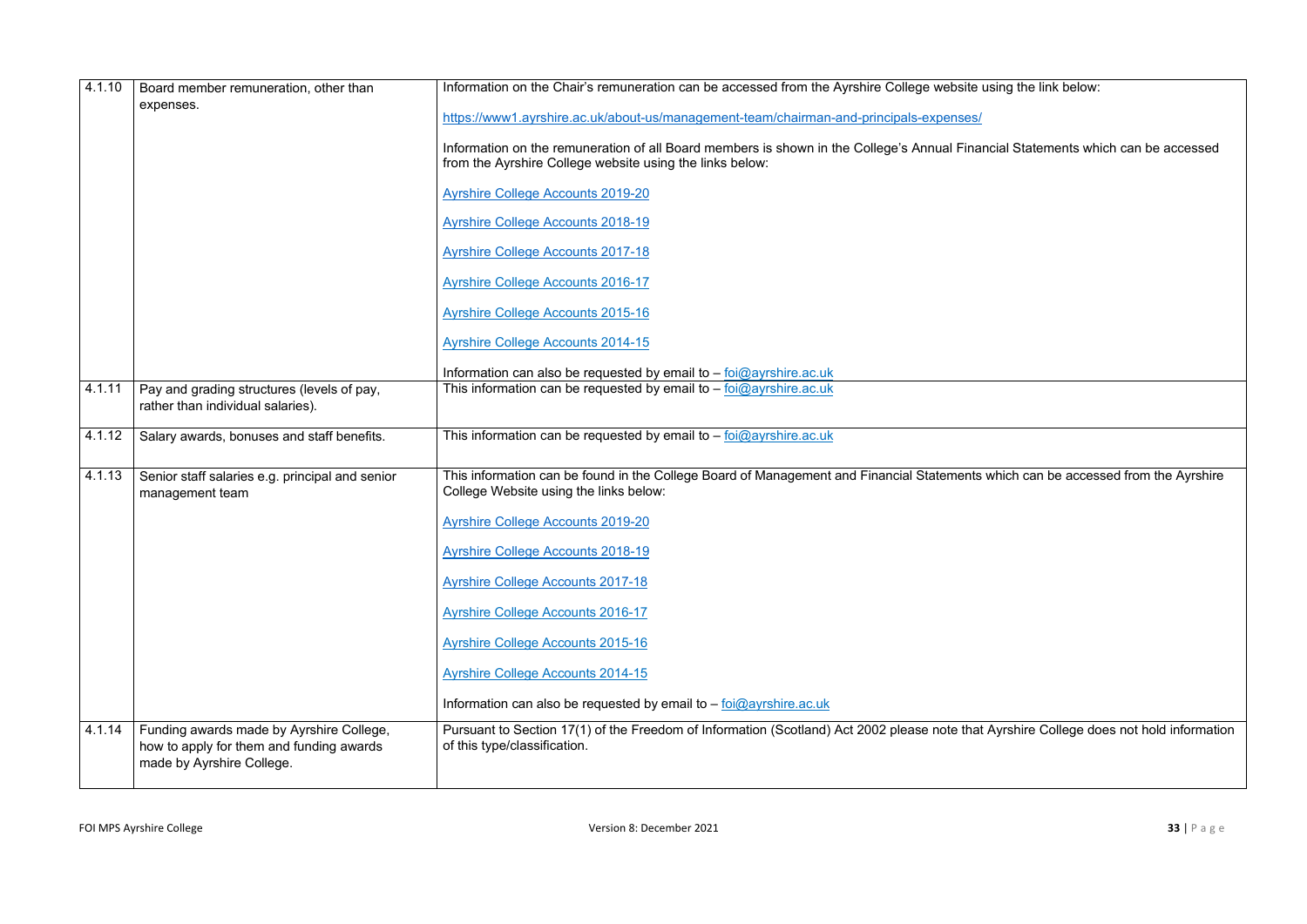| | | |
|---|---|---|
| 4.1.10 | Board member remuneration, other than expenses. | Information on the Chair's remuneration can be accessed from the Ayrshire College website using the link below:<br><br>https://www1.ayrshire.ac.uk/about-us/management-team/chairman-and-principals-expenses/<br><br>Information on the remuneration of all Board members is shown in the College's Annual Financial Statements which can be accessed from the Ayrshire College website using the links below:<br><br>Ayrshire College Accounts 2019-20<br><br>Ayrshire College Accounts 2018-19<br><br>Ayrshire College Accounts 2017-18<br><br>Ayrshire College Accounts 2016-17<br><br>Ayrshire College Accounts 2015-16<br><br>Ayrshire College Accounts 2014-15<br><br>Information can also be requested by email to – foi@ayrshire.ac.uk |
| 4.1.11 | Pay and grading structures (levels of pay, rather than individual salaries). | This information can be requested by email to – foi@ayrshire.ac.uk |
| 4.1.12 | Salary awards, bonuses and staff benefits. | This information can be requested by email to – foi@ayrshire.ac.uk |
| 4.1.13 | Senior staff salaries e.g. principal and senior management team | This information can be found in the College Board of Management and Financial Statements which can be accessed from the Ayrshire College Website using the links below:<br><br>Ayrshire College Accounts 2019-20<br><br>Ayrshire College Accounts 2018-19<br><br>Ayrshire College Accounts 2017-18<br><br>Ayrshire College Accounts 2016-17<br><br>Ayrshire College Accounts 2015-16<br><br>Ayrshire College Accounts 2014-15<br><br>Information can also be requested by email to – foi@ayrshire.ac.uk |
| 4.1.14 | Funding awards made by Ayrshire College, how to apply for them and funding awards made by Ayrshire College. | Pursuant to Section 17(1) of the Freedom of Information (Scotland) Act 2002 please note that Ayrshire College does not hold information of this type/classification. |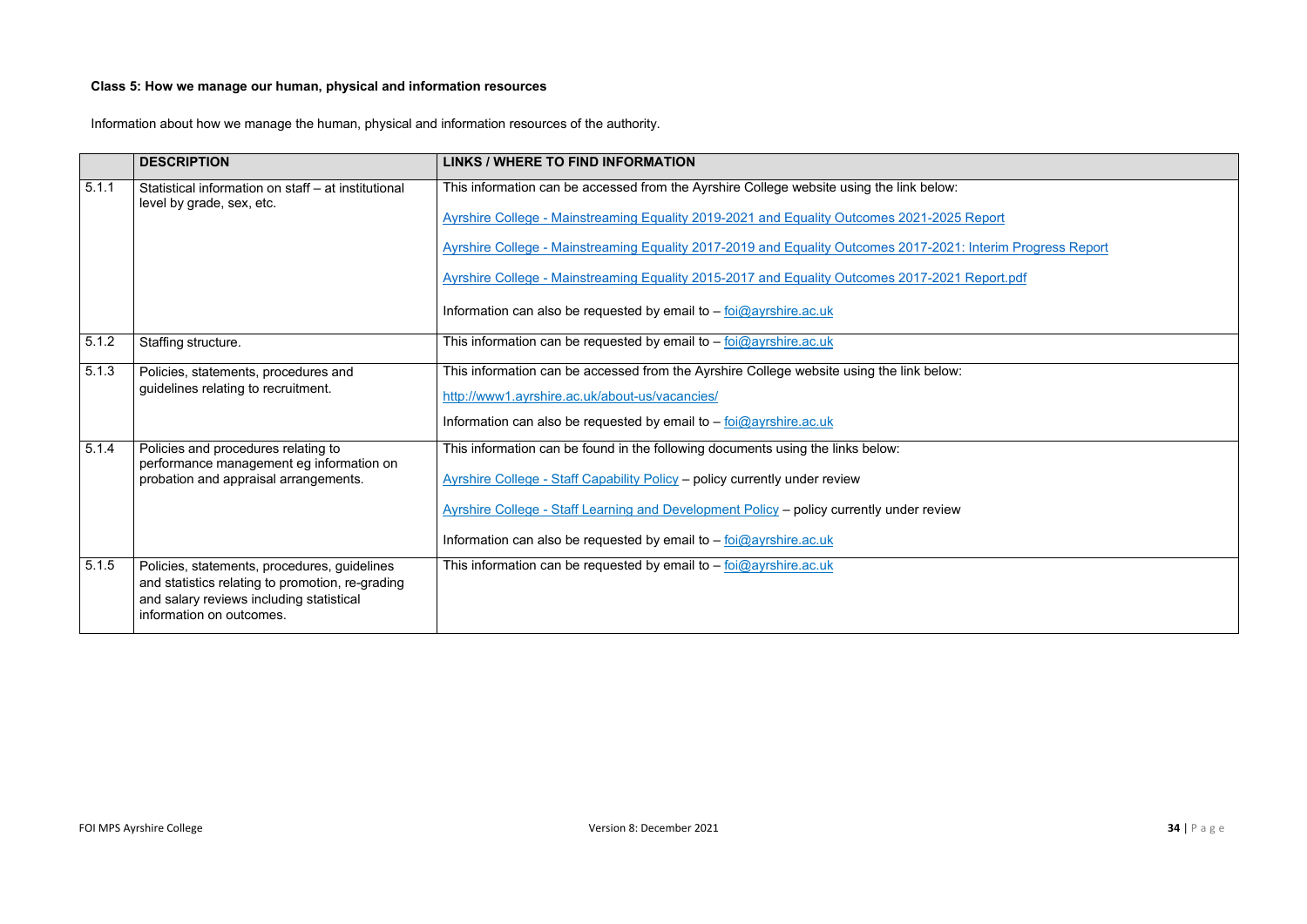**Class 5: How we manage our human, physical and information resources**

Information about how we manage the human, physical and information resources of the authority.

| | DESCRIPTION | LINKS / WHERE TO FIND INFORMATION |
|---|---|---|
| 5.1.1 | Statistical information on staff – at institutional level by grade, sex, etc. | This information can be accessed from the Ayrshire College website using the link below:<br><br>Ayrshire College - Mainstreaming Equality 2019-2021 and Equality Outcomes 2021-2025 Report<br><br>Ayrshire College - Mainstreaming Equality 2017-2019 and Equality Outcomes 2017-2021: Interim Progress Report<br><br>Ayrshire College - Mainstreaming Equality 2015-2017 and Equality Outcomes 2017-2021 Report.pdf<br><br>Information can also be requested by email to – foi@ayrshire.ac.uk |
| 5.1.2 | Staffing structure. | This information can be requested by email to – foi@ayrshire.ac.uk |
| 5.1.3 | Policies, statements, procedures and guidelines relating to recruitment. | This information can be accessed from the Ayrshire College website using the link below:<br><br>http://www1.ayrshire.ac.uk/about-us/vacancies/<br><br>Information can also be requested by email to – foi@ayrshire.ac.uk |
| 5.1.4 | Policies and procedures relating to performance management eg information on probation and appraisal arrangements. | This information can be found in the following documents using the links below:<br><br>Ayrshire College - Staff Capability Policy – policy currently under review<br><br>Ayrshire College - Staff Learning and Development Policy – policy currently under review<br><br>Information can also be requested by email to – foi@ayrshire.ac.uk |
| 5.1.5 | Policies, statements, procedures, guidelines and statistics relating to promotion, re-grading and salary reviews including statistical information on outcomes. | This information can be requested by email to – foi@ayrshire.ac.uk |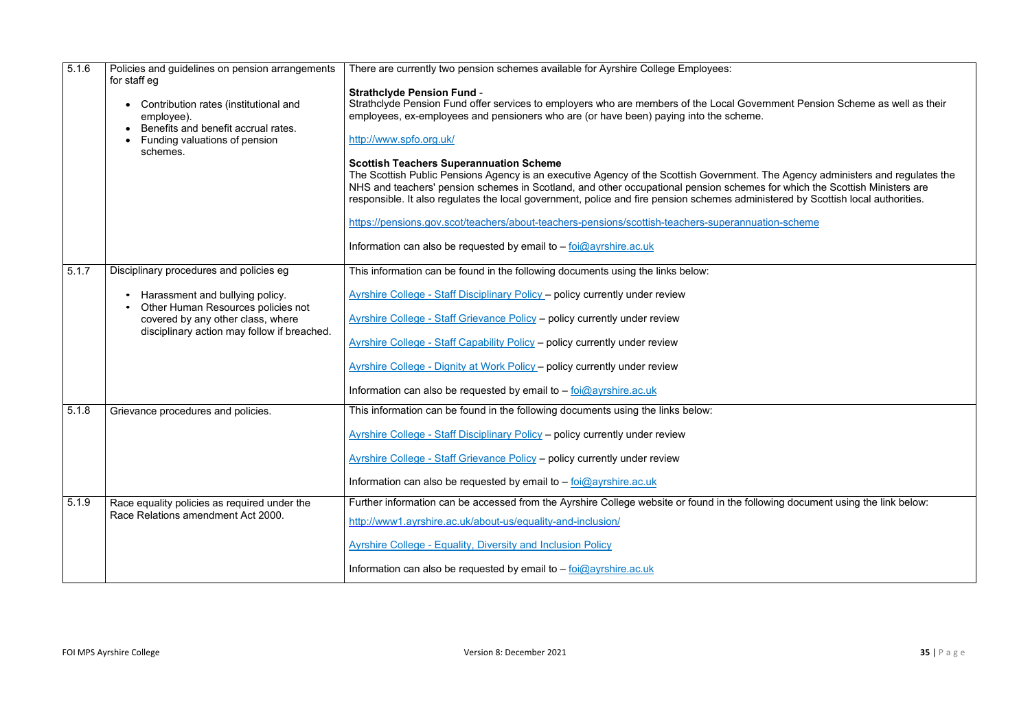| | | |
|---|---|---|
| 5.1.6 | Policies and guidelines on pension arrangements for staff eg<br><br>• Contribution rates (institutional and employee).<br>• Benefits and benefit accrual rates.<br>• Funding valuations of pension schemes. | There are currently two pension schemes available for Ayrshire College Employees:<br><br>**Strathclyde Pension Fund** -<br>Strathclyde Pension Fund offer services to employers who are members of the Local Government Pension Scheme as well as their employees, ex-employees and pensioners who are (or have been) paying into the scheme.<br><br>http://www.spfo.org.uk/<br><br>**Scottish Teachers Superannuation Scheme**<br>The Scottish Public Pensions Agency is an executive Agency of the Scottish Government. The Agency administers and regulates the NHS and teachers' pension schemes in Scotland, and other occupational pension schemes for which the Scottish Ministers are responsible. It also regulates the local government, police and fire pension schemes administered by Scottish local authorities.<br><br>https://pensions.gov.scot/teachers/about-teachers-pensions/scottish-teachers-superannuation-scheme<br><br>Information can also be requested by email to – foi@ayrshire.ac.uk |
| 5.1.7 | Disciplinary procedures and policies eg<br><br>• Harassment and bullying policy.<br>• Other Human Resources policies not covered by any other class, where disciplinary action may follow if breached. | This information can be found in the following documents using the links below:<br><br>Ayrshire College - Staff Disciplinary Policy – policy currently under review<br><br>Ayrshire College - Staff Grievance Policy – policy currently under review<br><br>Ayrshire College - Staff Capability Policy – policy currently under review<br><br>Ayrshire College - Dignity at Work Policy – policy currently under review<br><br>Information can also be requested by email to – foi@ayrshire.ac.uk |
| 5.1.8 | Grievance procedures and policies. | This information can be found in the following documents using the links below:<br><br>Ayrshire College - Staff Disciplinary Policy – policy currently under review<br><br>Ayrshire College - Staff Grievance Policy – policy currently under review<br><br>Information can also be requested by email to – foi@ayrshire.ac.uk |
| 5.1.9 | Race equality policies as required under the Race Relations amendment Act 2000. | Further information can be accessed from the Ayrshire College website or found in the following document using the link below:<br><br>http://www1.ayrshire.ac.uk/about-us/equality-and-inclusion/<br><br>Ayrshire College - Equality, Diversity and Inclusion Policy<br><br>Information can also be requested by email to – foi@ayrshire.ac.uk |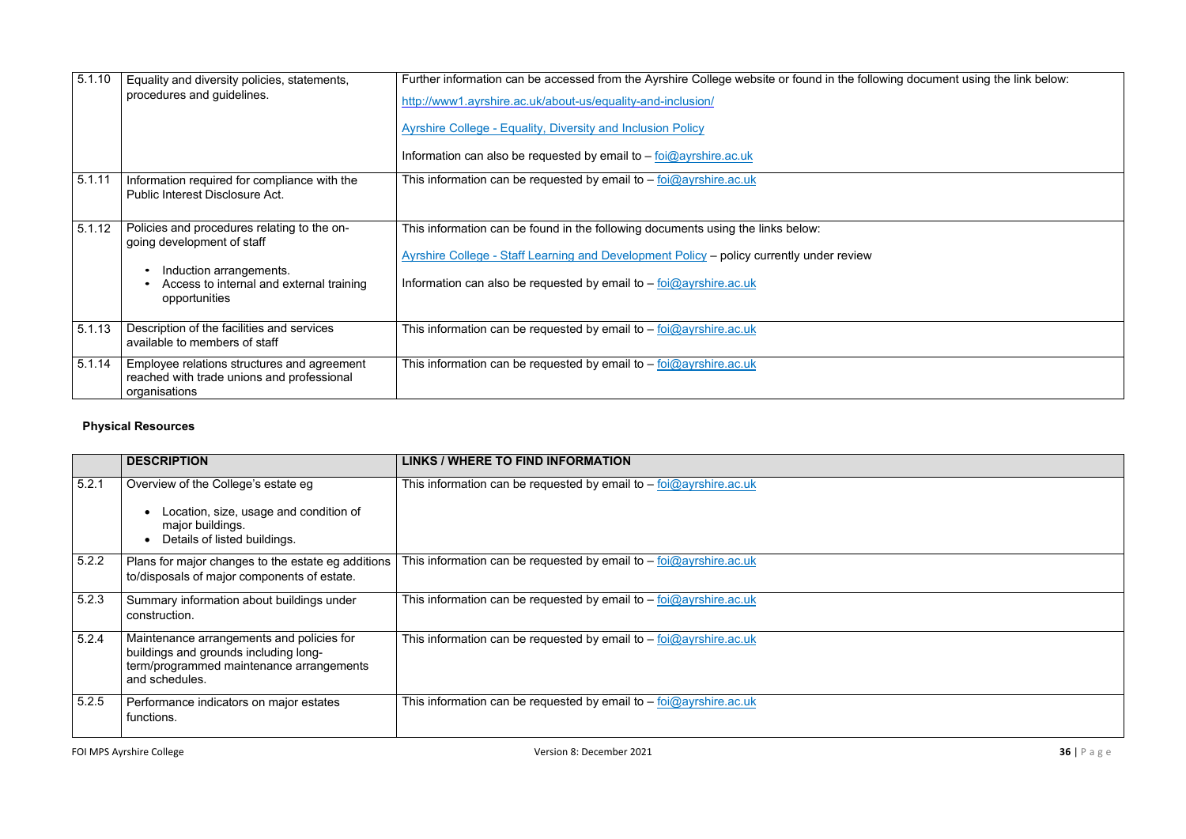| | | |
|---|---|---|
| 5.1.10 | Equality and diversity policies, statements, procedures and guidelines. | Further information can be accessed from the Ayrshire College website or found in the following document using the link below:<br>http://www1.ayrshire.ac.uk/about-us/equality-and-inclusion/<br>Ayrshire College - Equality, Diversity and Inclusion Policy<br>Information can also be requested by email to – foi@ayrshire.ac.uk |
| 5.1.11 | Information required for compliance with the Public Interest Disclosure Act. | This information can be requested by email to – foi@ayrshire.ac.uk |
| 5.1.12 | Policies and procedures relating to the on-going development of staff<br>• Induction arrangements.<br>• Access to internal and external training opportunities | This information can be found in the following documents using the links below:<br>Ayrshire College - Staff Learning and Development Policy – policy currently under review<br>Information can also be requested by email to – foi@ayrshire.ac.uk |
| 5.1.13 | Description of the facilities and services available to members of staff | This information can be requested by email to – foi@ayrshire.ac.uk |
| 5.1.14 | Employee relations structures and agreement reached with trade unions and professional organisations | This information can be requested by email to – foi@ayrshire.ac.uk |

**Physical Resources**

| | DESCRIPTION | LINKS / WHERE TO FIND INFORMATION |
|---|---|---|
| 5.2.1 | Overview of the College's estate eg<br>• Location, size, usage and condition of major buildings.<br>• Details of listed buildings. | This information can be requested by email to – foi@ayrshire.ac.uk |
| 5.2.2 | Plans for major changes to the estate eg additions to/disposals of major components of estate. | This information can be requested by email to – foi@ayrshire.ac.uk |
| 5.2.3 | Summary information about buildings under construction. | This information can be requested by email to – foi@ayrshire.ac.uk |
| 5.2.4 | Maintenance arrangements and policies for buildings and grounds including long-term/programmed maintenance arrangements and schedules. | This information can be requested by email to – foi@ayrshire.ac.uk |
| 5.2.5 | Performance indicators on major estates functions. | This information can be requested by email to – foi@ayrshire.ac.uk |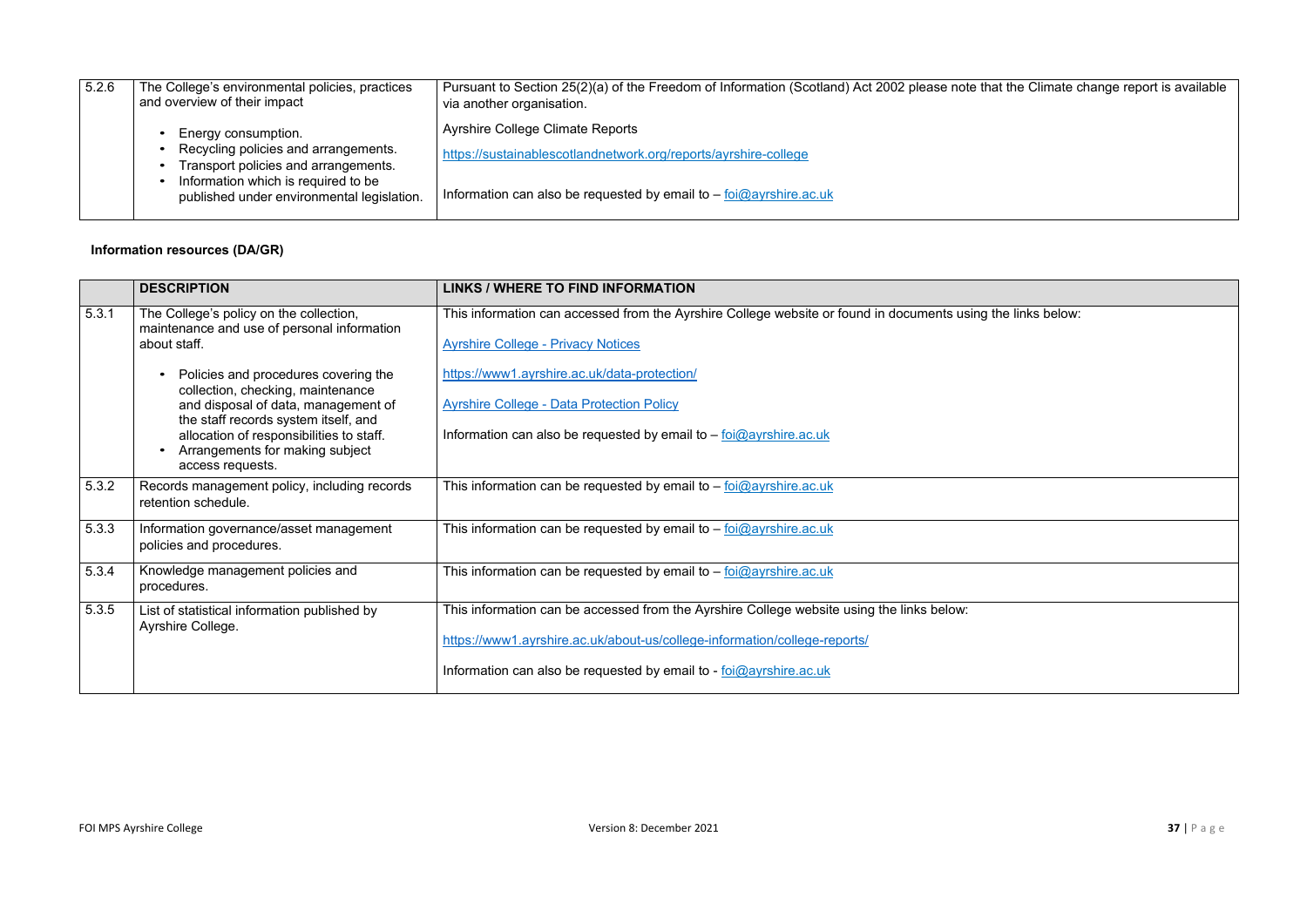| 5.2.6 | The College's environmental policies, practices and overview of their impact<br><br>• Energy consumption.<br>• Recycling policies and arrangements.<br>• Transport policies and arrangements.<br>• Information which is required to be published under environmental legislation. | Pursuant to Section 25(2)(a) of the Freedom of Information (Scotland) Act 2002 please note that the Climate change report is available via another organisation.<br><br>Ayrshire College Climate Reports<br><br>https://sustainablescotlandnetwork.org/reports/ayrshire-college<br><br>Information can also be requested by email to – foi@ayrshire.ac.uk |
|---|---|---|

**Information resources (DA/GR)**

| | DESCRIPTION | LINKS / WHERE TO FIND INFORMATION |
|---|---|---|
| 5.3.1 | The College's policy on the collection, maintenance and use of personal information about staff.<br><br>• Policies and procedures covering the collection, checking, maintenance and disposal of data, management of the staff records system itself, and allocation of responsibilities to staff.<br>• Arrangements for making subject access requests. | This information can accessed from the Ayrshire College website or found in documents using the links below:<br><br>Ayrshire College - Privacy Notices<br><br>https://www1.ayrshire.ac.uk/data-protection/<br><br>Ayrshire College - Data Protection Policy<br><br>Information can also be requested by email to – foi@ayrshire.ac.uk |
| 5.3.2 | Records management policy, including records retention schedule. | This information can be requested by email to – foi@ayrshire.ac.uk |
| 5.3.3 | Information governance/asset management policies and procedures. | This information can be requested by email to – foi@ayrshire.ac.uk |
| 5.3.4 | Knowledge management policies and procedures. | This information can be requested by email to – foi@ayrshire.ac.uk |
| 5.3.5 | List of statistical information published by Ayrshire College. | This information can be accessed from the Ayrshire College website using the links below:<br><br>https://www1.ayrshire.ac.uk/about-us/college-information/college-reports/<br><br>Information can also be requested by email to - foi@ayrshire.ac.uk |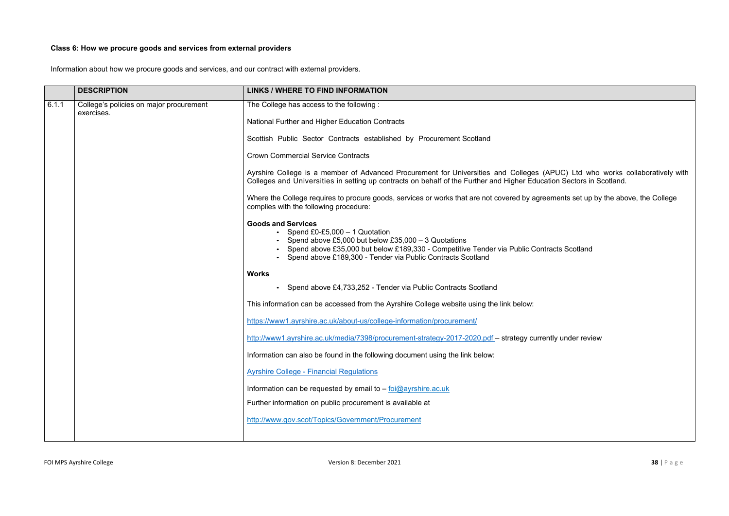**Class 6: How we procure goods and services from external providers**

Information about how we procure goods and services, and our contract with external providers.

| | DESCRIPTION | LINKS / WHERE TO FIND INFORMATION |
|---|---|---|
| 6.1.1 | College's policies on major procurement exercises. | The College has access to the following :<br><br>National Further and Higher Education Contracts<br><br>Scottish Public Sector Contracts established by Procurement Scotland<br><br>Crown Commercial Service Contracts<br><br>Ayrshire College is a member of Advanced Procurement for Universities and Colleges (APUC) Ltd who works collaboratively with Colleges and Universities in setting up contracts on behalf of the Further and Higher Education Sectors in Scotland.<br><br>Where the College requires to procure goods, services or works that are not covered by agreements set up by the above, the College complies with the following procedure:<br><br>**Goods and Services**<br>• Spend £0-£5,000 – 1 Quotation<br>• Spend above £5,000 but below £35,000 – 3 Quotations<br>• Spend above £35,000 but below £189,330 - Competitive Tender via Public Contracts Scotland<br>• Spend above £189,300 - Tender via Public Contracts Scotland<br><br>**Works**<br>• Spend above £4,733,252 - Tender via Public Contracts Scotland<br><br>This information can be accessed from the Ayrshire College website using the link below:<br><br>https://www1.ayrshire.ac.uk/about-us/college-information/procurement/<br><br>http://www1.ayrshire.ac.uk/media/7398/procurement-strategy-2017-2020.pdf – strategy currently under review<br><br>Information can also be found in the following document using the link below:<br><br>Ayrshire College - Financial Regulations<br><br>Information can be requested by email to – foi@ayrshire.ac.uk<br><br>Further information on public procurement is available at<br><br>http://www.gov.scot/Topics/Government/Procurement |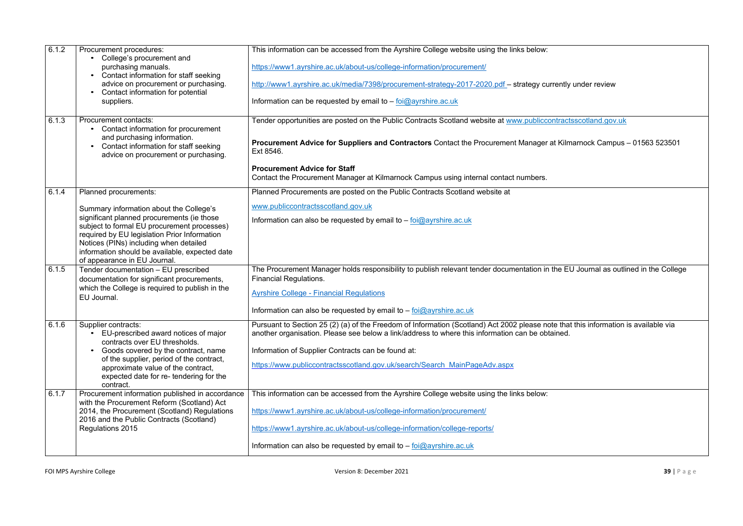| | | |
|---|---|---|
| 6.1.2 | Procurement procedures:<br>• College's procurement and purchasing manuals.<br>• Contact information for staff seeking advice on procurement or purchasing.<br>• Contact information for potential suppliers. | This information can be accessed from the Ayrshire College website using the links below:<br><br>https://www1.ayrshire.ac.uk/about-us/college-information/procurement/<br><br>http://www1.ayrshire.ac.uk/media/7398/procurement-strategy-2017-2020.pdf – strategy currently under review<br><br>Information can be requested by email to – foi@ayrshire.ac.uk |
| 6.1.3 | Procurement contacts:<br>• Contact information for procurement and purchasing information.<br>• Contact information for staff seeking advice on procurement or purchasing. | Tender opportunities are posted on the Public Contracts Scotland website at www.publiccontractsscotland.gov.uk<br><br>**Procurement Advice for Suppliers and Contractors** Contact the Procurement Manager at Kilmarnock Campus – 01563 523501 Ext 8546.<br><br>**Procurement Advice for Staff**<br>Contact the Procurement Manager at Kilmarnock Campus using internal contact numbers. |
| 6.1.4 | Planned procurements:<br><br>Summary information about the College's significant planned procurements (ie those subject to formal EU procurement processes) required by EU legislation Prior Information Notices (PINs) including when detailed information should be available, expected date of appearance in EU Journal. | Planned Procurements are posted on the Public Contracts Scotland website at<br><br>www.publiccontractsscotland.gov.uk<br><br>Information can also be requested by email to – foi@ayrshire.ac.uk |
| 6.1.5 | Tender documentation – EU prescribed documentation for significant procurements, which the College is required to publish in the EU Journal. | The Procurement Manager holds responsibility to publish relevant tender documentation in the EU Journal as outlined in the College Financial Regulations.<br><br>Ayrshire College - Financial Regulations<br><br>Information can also be requested by email to – foi@ayrshire.ac.uk |
| 6.1.6 | Supplier contracts:<br>• EU-prescribed award notices of major contracts over EU thresholds.<br>• Goods covered by the contract, name of the supplier, period of the contract, approximate value of the contract, expected date for re- tendering for the contract. | Pursuant to Section 25 (2) (a) of the Freedom of Information (Scotland) Act 2002 please note that this information is available via another organisation. Please see below a link/address to where this information can be obtained.<br><br>Information of Supplier Contracts can be found at:<br><br>https://www.publiccontractsscotland.gov.uk/search/Search_MainPageAdv.aspx |
| 6.1.7 | Procurement information published in accordance with the Procurement Reform (Scotland) Act 2014, the Procurement (Scotland) Regulations 2016 and the Public Contracts (Scotland) Regulations 2015 | This information can be accessed from the Ayrshire College website using the links below:<br><br>https://www1.ayrshire.ac.uk/about-us/college-information/procurement/<br><br>https://www1.ayrshire.ac.uk/about-us/college-information/college-reports/<br><br>Information can also be requested by email to – foi@ayrshire.ac.uk |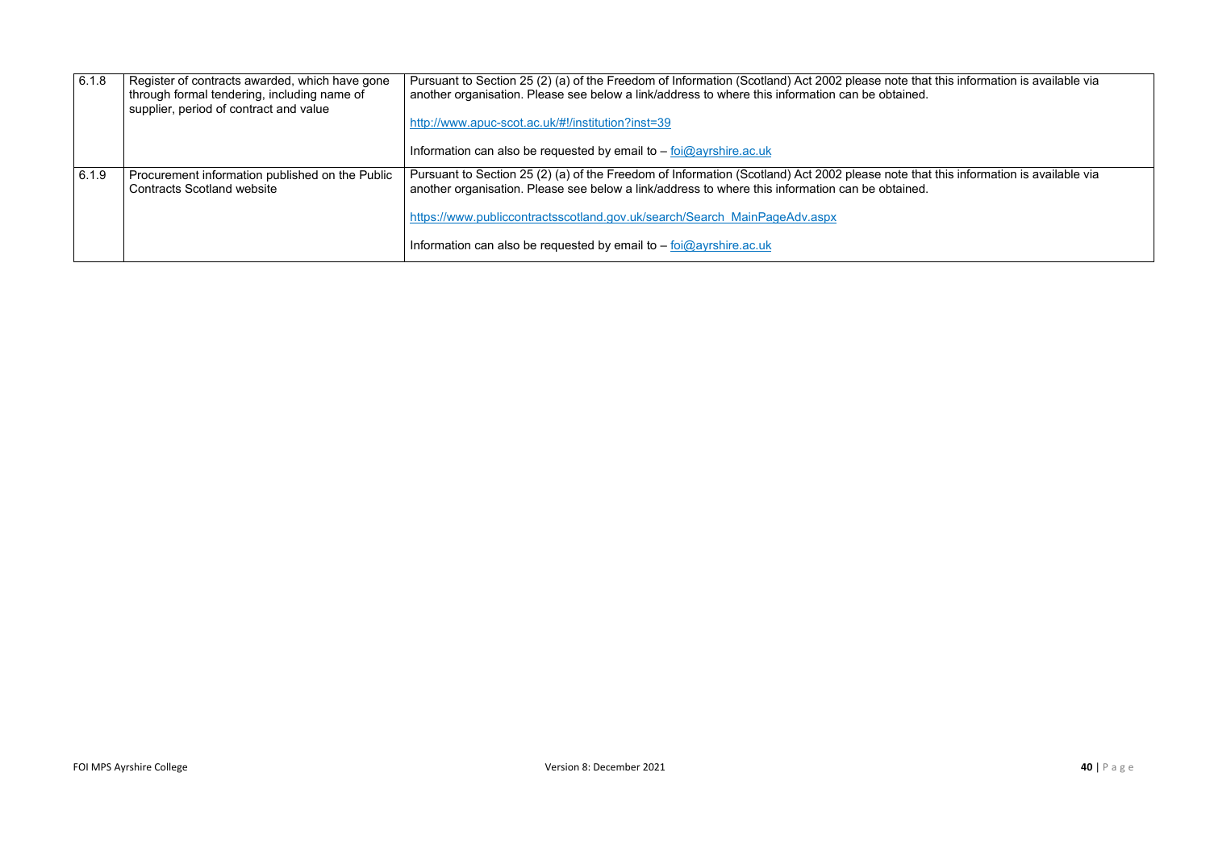| | | |
|---|---|---|
| 6.1.8 | Register of contracts awarded, which have gone through formal tendering, including name of supplier, period of contract and value | Pursuant to Section 25 (2) (a) of the Freedom of Information (Scotland) Act 2002 please note that this information is available via another organisation. Please see below a link/address to where this information can be obtained.<br><br>http://www.apuc-scot.ac.uk/#!/institution?inst=39<br><br>Information can also be requested by email to – foi@ayrshire.ac.uk |
| 6.1.9 | Procurement information published on the Public Contracts Scotland website | Pursuant to Section 25 (2) (a) of the Freedom of Information (Scotland) Act 2002 please note that this information is available via another organisation. Please see below a link/address to where this information can be obtained.<br><br>https://www.publiccontractsscotland.gov.uk/search/Search_MainPageAdv.aspx<br><br>Information can also be requested by email to – foi@ayrshire.ac.uk |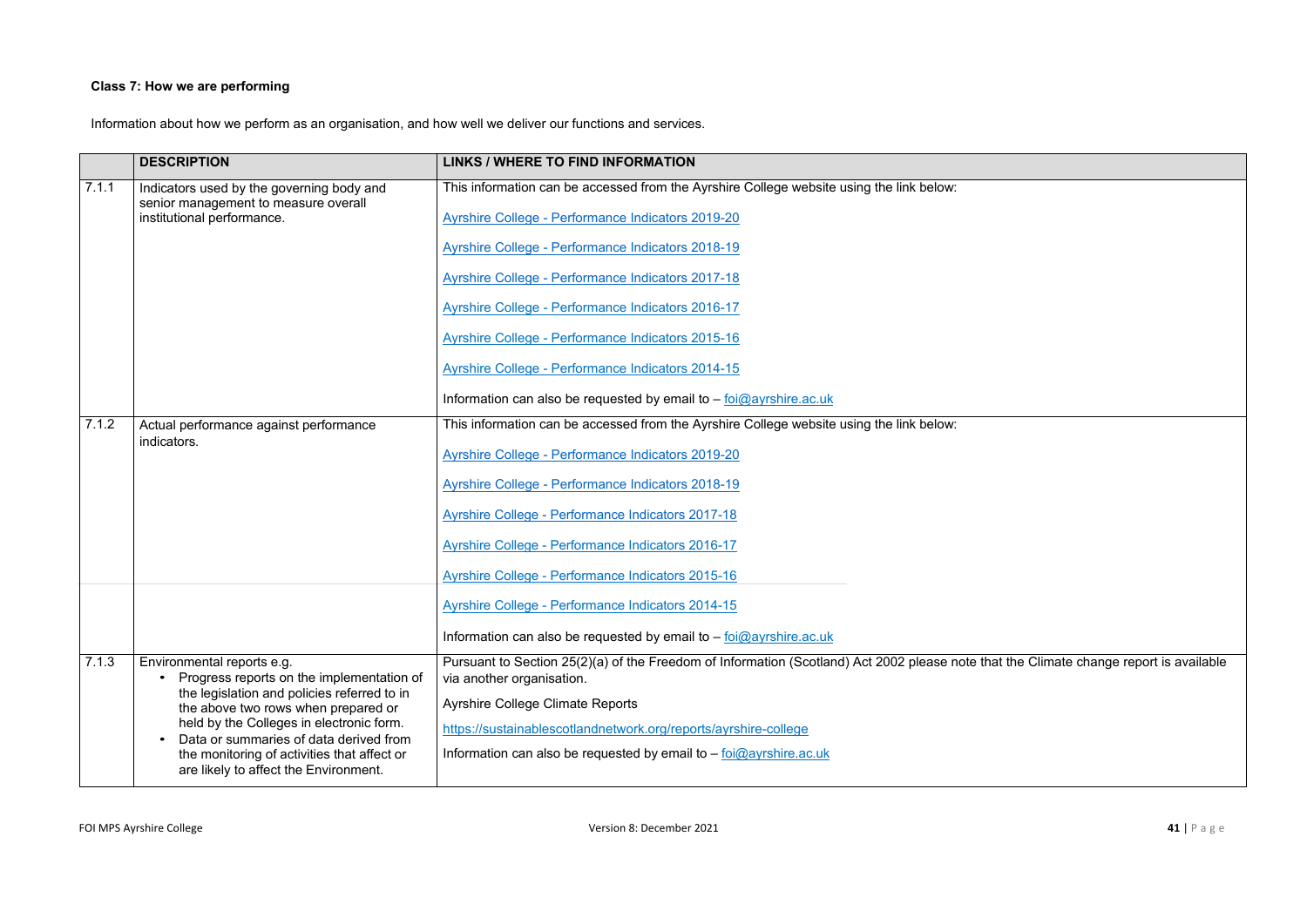**Class 7: How we are performing**

Information about how we perform as an organisation, and how well we deliver our functions and services.

| | DESCRIPTION | LINKS / WHERE TO FIND INFORMATION |
|---|---|---|
| 7.1.1 | Indicators used by the governing body and senior management to measure overall institutional performance. | This information can be accessed from the Ayrshire College website using the link below:<br><br>Ayrshire College - Performance Indicators 2019-20<br><br>Ayrshire College - Performance Indicators 2018-19<br><br>Ayrshire College - Performance Indicators 2017-18<br><br>Ayrshire College - Performance Indicators 2016-17<br><br>Ayrshire College - Performance Indicators 2015-16<br><br>Ayrshire College - Performance Indicators 2014-15<br><br>Information can also be requested by email to – foi@ayrshire.ac.uk |
| 7.1.2 | Actual performance against performance indicators. | This information can be accessed from the Ayrshire College website using the link below:<br><br>Ayrshire College - Performance Indicators 2019-20<br><br>Ayrshire College - Performance Indicators 2018-19<br><br>Ayrshire College - Performance Indicators 2017-18<br><br>Ayrshire College - Performance Indicators 2016-17<br><br>Ayrshire College - Performance Indicators 2015-16<br><br>Ayrshire College - Performance Indicators 2014-15<br><br>Information can also be requested by email to – foi@ayrshire.ac.uk |
| 7.1.3 | Environmental reports e.g.<br>• Progress reports on the implementation of the legislation and policies referred to in the above two rows when prepared or held by the Colleges in electronic form.<br>• Data or summaries of data derived from the monitoring of activities that affect or are likely to affect the Environment. | Pursuant to Section 25(2)(a) of the Freedom of Information (Scotland) Act 2002 please note that the Climate change report is available via another organisation.<br><br>Ayrshire College Climate Reports<br><br>https://sustainablescotlandnetwork.org/reports/ayrshire-college<br><br>Information can also be requested by email to – foi@ayrshire.ac.uk |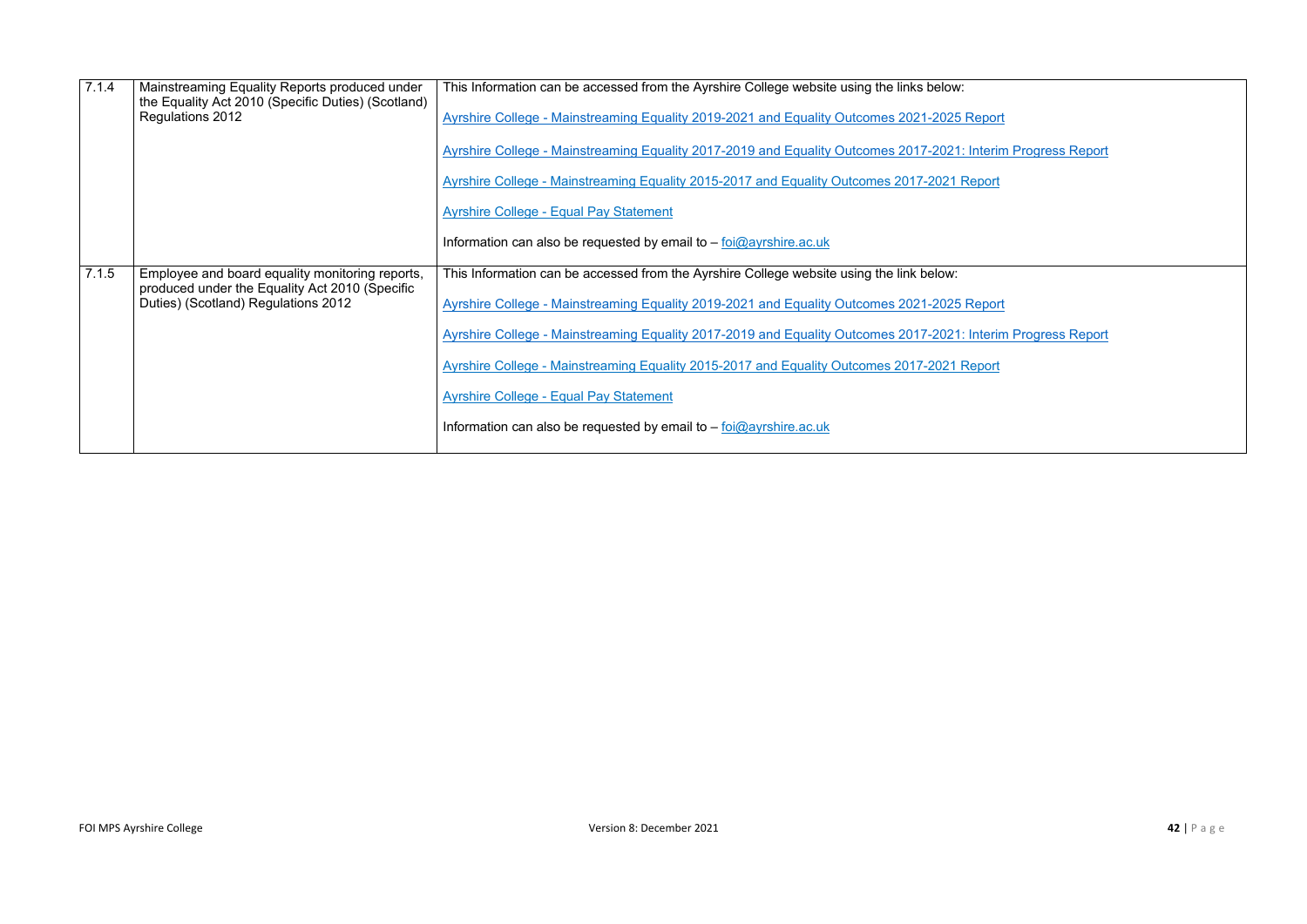| | | |
|---|---|---|
| 7.1.4 | Mainstreaming Equality Reports produced under the Equality Act 2010 (Specific Duties) (Scotland) Regulations 2012 | This Information can be accessed from the Ayrshire College website using the links below:<br><br>Ayrshire College - Mainstreaming Equality 2019-2021 and Equality Outcomes 2021-2025 Report<br><br>Ayrshire College - Mainstreaming Equality 2017-2019 and Equality Outcomes 2017-2021: Interim Progress Report<br><br>Ayrshire College - Mainstreaming Equality 2015-2017 and Equality Outcomes 2017-2021 Report<br><br>Ayrshire College - Equal Pay Statement<br><br>Information can also be requested by email to – foi@ayrshire.ac.uk |
| 7.1.5 | Employee and board equality monitoring reports, produced under the Equality Act 2010 (Specific Duties) (Scotland) Regulations 2012 | This Information can be accessed from the Ayrshire College website using the link below:<br><br>Ayrshire College - Mainstreaming Equality 2019-2021 and Equality Outcomes 2021-2025 Report<br><br>Ayrshire College - Mainstreaming Equality 2017-2019 and Equality Outcomes 2017-2021: Interim Progress Report<br><br>Ayrshire College - Mainstreaming Equality 2015-2017 and Equality Outcomes 2017-2021 Report<br><br>Ayrshire College - Equal Pay Statement<br><br>Information can also be requested by email to – foi@ayrshire.ac.uk |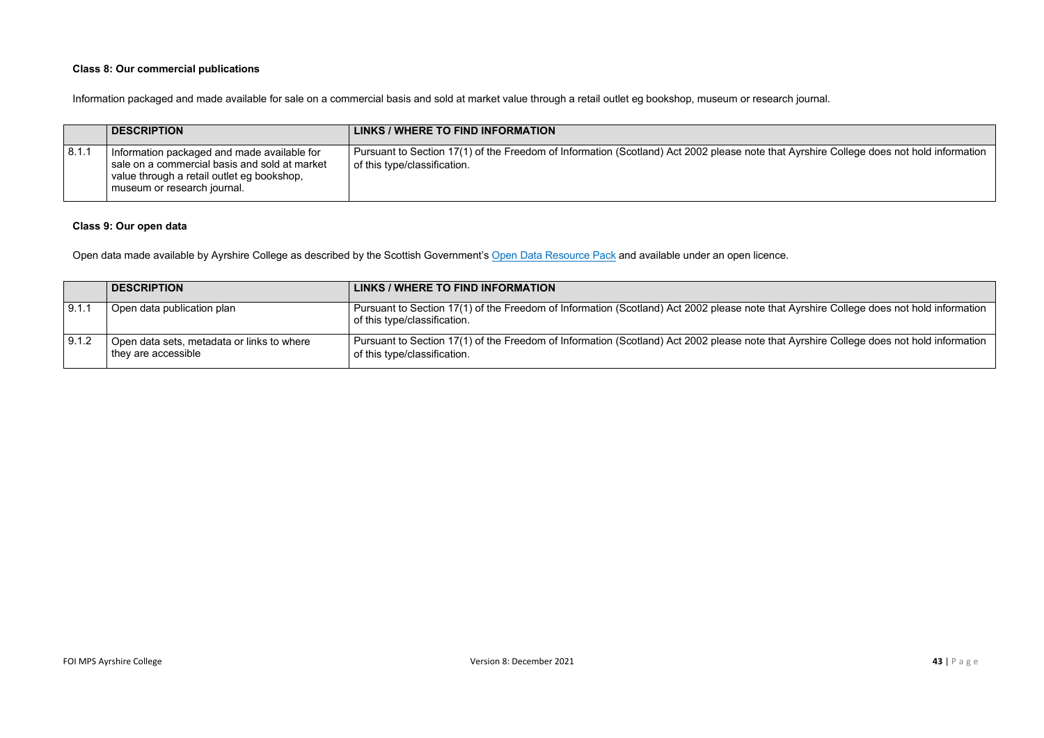**Class 8: Our commercial publications**

Information packaged and made available for sale on a commercial basis and sold at market value through a retail outlet eg bookshop, museum or research journal.

| | DESCRIPTION | LINKS / WHERE TO FIND INFORMATION |
|---|---|---|
| 8.1.1 | Information packaged and made available for sale on a commercial basis and sold at market value through a retail outlet eg bookshop, museum or research journal. | Pursuant to Section 17(1) of the Freedom of Information (Scotland) Act 2002 please note that Ayrshire College does not hold information of this type/classification. |

**Class 9: Our open data**

Open data made available by Ayrshire College as described by the Scottish Government's Open Data Resource Pack and available under an open licence.

| | DESCRIPTION | LINKS / WHERE TO FIND INFORMATION |
|---|---|---|
| 9.1.1 | Open data publication plan | Pursuant to Section 17(1) of the Freedom of Information (Scotland) Act 2002 please note that Ayrshire College does not hold information of this type/classification. |
| 9.1.2 | Open data sets, metadata or links to where they are accessible | Pursuant to Section 17(1) of the Freedom of Information (Scotland) Act 2002 please note that Ayrshire College does not hold information of this type/classification. |